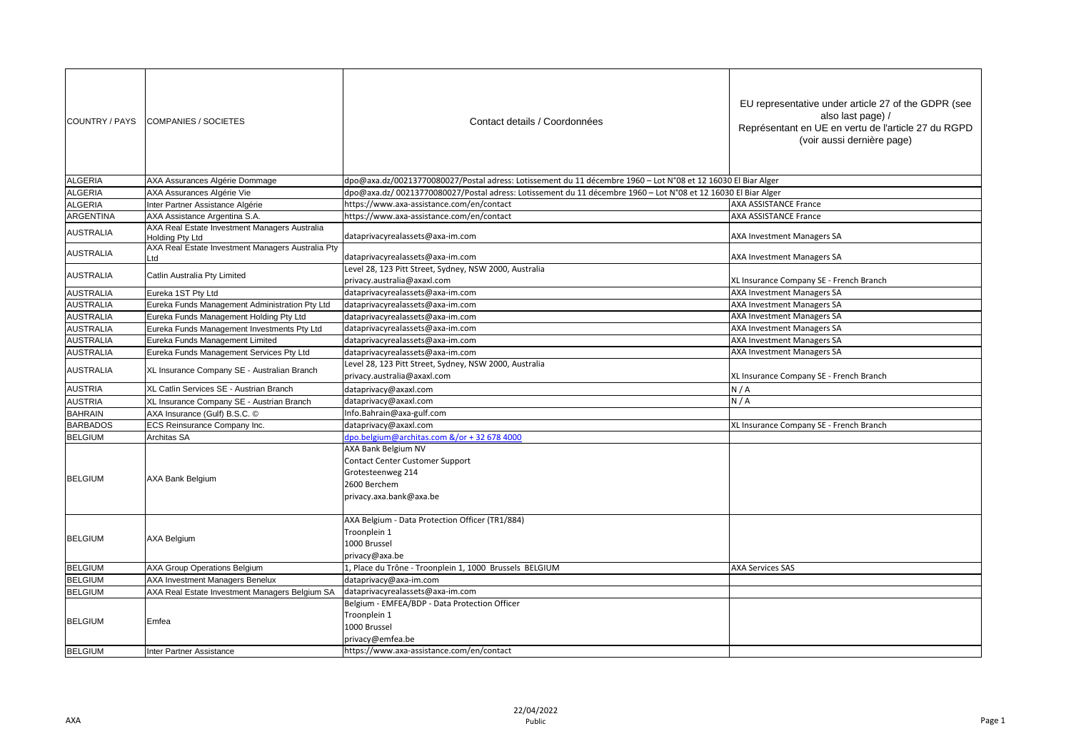| COUNTRY / PAYS | COMPANIES / SOCIETES | Contact details / Coordonnées | EU representative under article 27 of the GDPR (see also last page) / Représentant en UE en vertu de l'article 27 du RGPD (voir aussi dernière page) |
|---|---|---|---|
| ALGERIA | AXA Assurances Algérie Dommage | dpo@axa.dz/00213770080027/Postal adress: Lotissement du 11 décembre 1960 – Lot N°08 et 12 16030 El Biar Alger | |
| ALGERIA | AXA Assurances Algérie Vie | dpo@axa.dz/ 00213770080027/Postal adress: Lotissement du 11 décembre 1960 – Lot N°08 et 12 16030 El Biar Alger | |
| ALGERIA | Inter Partner Assistance Algérie | https://www.axa-assistance.com/en/contact | AXA ASSISTANCE France |
| ARGENTINA | AXA Assistance Argentina S.A. | https://www.axa-assistance.com/en/contact | AXA ASSISTANCE France |
| AUSTRALIA | AXA Real Estate Investment Managers Australia Holding Pty Ltd | dataprivacyrealassets@axa-im.com | AXA Investment Managers SA |
| AUSTRALIA | AXA Real Estate Investment Managers Australia Pty Ltd | dataprivacyrealassets@axa-im.com | AXA Investment Managers SA |
| AUSTRALIA | Catlin Australia Pty Limited | Level 28, 123 Pitt Street, Sydney, NSW 2000, Australia<br>privacy.australia@axaxl.com | XL Insurance Company SE - French Branch |
| AUSTRALIA | Eureka 1ST Pty Ltd | dataprivacyrealassets@axa-im.com | AXA Investment Managers SA |
| AUSTRALIA | Eureka Funds Management Administration Pty Ltd | dataprivacyrealassets@axa-im.com | AXA Investment Managers SA |
| AUSTRALIA | Eureka Funds Management Holding Pty Ltd | dataprivacyrealassets@axa-im.com | AXA Investment Managers SA |
| AUSTRALIA | Eureka Funds Management Investments Pty Ltd | dataprivacyrealassets@axa-im.com | AXA Investment Managers SA |
| AUSTRALIA | Eureka Funds Management Limited | dataprivacyrealassets@axa-im.com | AXA Investment Managers SA |
| AUSTRALIA | Eureka Funds Management Services Pty Ltd | dataprivacyrealassets@axa-im.com | AXA Investment Managers SA |
| AUSTRALIA | XL Insurance Company SE - Australian Branch | Level 28, 123 Pitt Street, Sydney, NSW 2000, Australia<br>privacy.australia@axaxl.com | XL Insurance Company SE - French Branch |
| AUSTRIA | XL Catlin Services SE - Austrian Branch | dataprivacy@axaxl.com | N / A |
| AUSTRIA | XL Insurance Company SE - Austrian Branch | dataprivacy@axaxl.com | N / A |
| BAHRAIN | AXA Insurance (Gulf) B.S.C. © | Info.Bahrain@axa-gulf.com | |
| BARBADOS | ECS Reinsurance Company Inc. | dataprivacy@axaxl.com | XL Insurance Company SE - French Branch |
| BELGIUM | Architas SA | dpo.belgium@architas.com &/or + 32 678 4000 | |
| BELGIUM | AXA Bank Belgium | AXA Bank Belgium NV<br>Contact Center Customer Support<br>Grotesteenweg 214<br>2600 Berchem<br>privacy.axa.bank@axa.be | |
| BELGIUM | AXA Belgium | AXA Belgium - Data Protection Officer (TR1/884)<br>Troonplein 1<br>1000 Brussel<br>privacy@axa.be | |
| BELGIUM | AXA Group Operations Belgium | 1, Place du Trône - Troonplein 1, 1000 Brussels BELGIUM | AXA Services SAS |
| BELGIUM | AXA Investment Managers Benelux | dataprivacy@axa-im.com | |
| BELGIUM | AXA Real Estate Investment Managers Belgium SA | dataprivacyrealassets@axa-im.com | |
| BELGIUM | Emfea | Belgium - EMFEA/BDP - Data Protection Officer<br>Troonplein 1<br>1000 Brussel<br>privacy@emfea.be | |
| BELGIUM | Inter Partner Assistance | https://www.axa-assistance.com/en/contact | |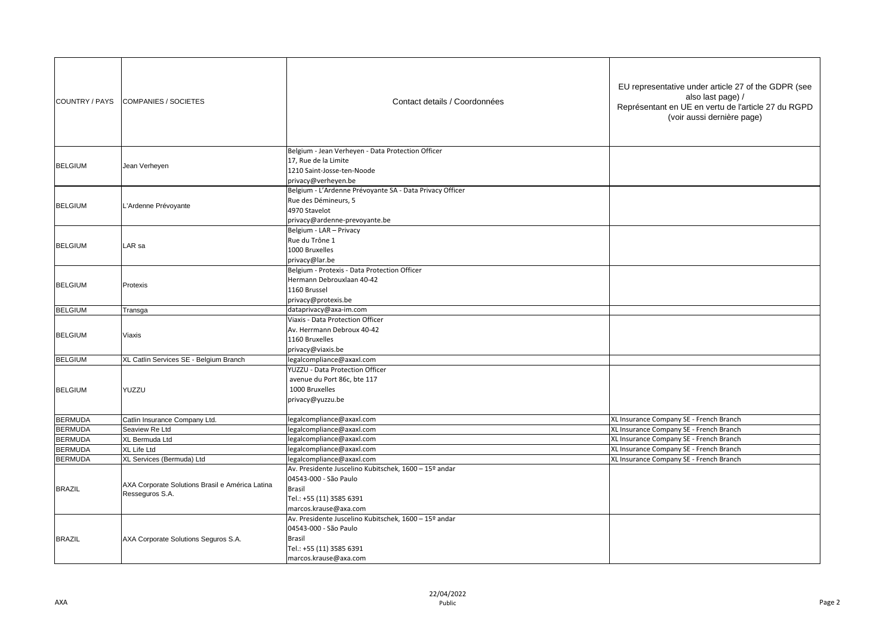| COUNTRY / PAYS | COMPANIES / SOCIETES | Contact details / Coordonnées | EU representative under article 27 of the GDPR (see also last page) / Représentant en UE en vertu de l'article 27 du RGPD (voir aussi dernière page) |
|---|---|---|---|
| BELGIUM | Jean Verheyen | Belgium - Jean Verheyen - Data Protection Officer<br>17, Rue de la Limite<br>1210 Saint-Josse-ten-Noode<br>privacy@verheyen.be | |
| BELGIUM | L'Ardenne Prévoyante | Belgium - L'Ardenne Prévoyante SA - Data Privacy Officer<br>Rue des Démineurs, 5<br>4970 Stavelot<br>privacy@ardenne-prevoyante.be | |
| BELGIUM | LAR sa | Belgium - LAR – Privacy<br>Rue du Trône 1<br>1000 Bruxelles<br>privacy@lar.be | |
| BELGIUM | Protexis | Belgium - Protexis - Data Protection Officer<br>Hermann Debrouxlaan 40-42<br>1160 Brussel<br>privacy@protexis.be | |
| BELGIUM | Transga | dataprivacy@axa-im.com | |
| BELGIUM | Viaxis | Viaxis - Data Protection Officer<br>Av. Herrmann Debroux 40-42<br>1160 Bruxelles<br>privacy@viaxis.be | |
| BELGIUM | XL Catlin Services SE - Belgium Branch | legalcompliance@axaxl.com | |
| BELGIUM | YUZZU | YUZZU - Data Protection Officer<br>avenue du Port 86c, bte 117<br>1000 Bruxelles<br>privacy@yuzzu.be | |
| BERMUDA | Catlin Insurance Company Ltd. | legalcompliance@axaxl.com | XL Insurance Company SE - French Branch |
| BERMUDA | Seaview Re Ltd | legalcompliance@axaxl.com | XL Insurance Company SE - French Branch |
| BERMUDA | XL Bermuda Ltd | legalcompliance@axaxl.com | XL Insurance Company SE - French Branch |
| BERMUDA | XL Life Ltd | legalcompliance@axaxl.com | XL Insurance Company SE - French Branch |
| BERMUDA | XL Services (Bermuda) Ltd | legalcompliance@axaxl.com | XL Insurance Company SE - French Branch |
| BRAZIL | AXA Corporate Solutions Brasil e América Latina Resseguros S.A. | Av. Presidente Juscelino Kubitschek, 1600 – 15º andar<br>04543-000 - São Paulo<br>Brasil<br>Tel.: +55 (11) 3585 6391<br>marcos.krause@axa.com | |
| BRAZIL | AXA Corporate Solutions Seguros S.A. | Av. Presidente Juscelino Kubitschek, 1600 – 15º andar<br>04543-000 - São Paulo<br>Brasil<br>Tel.: +55 (11) 3585 6391<br>marcos.krause@axa.com | |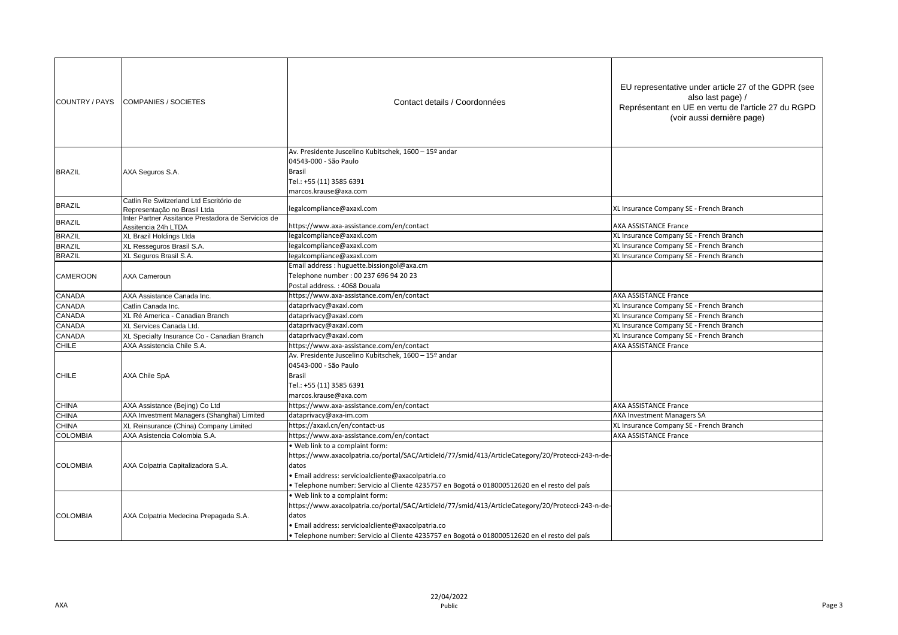| COUNTRY / PAYS | COMPANIES / SOCIETES | Contact details / Coordonnées | EU representative under article 27 of the GDPR (see also last page) / Représentant en UE en vertu de l'article 27 du RGPD (voir aussi dernière page) |
|---|---|---|---|
| BRAZIL | AXA Seguros S.A. | Av. Presidente Juscelino Kubitschek, 1600 – 15º andar<br>04543-000 - São Paulo<br>Brasil<br>Tel.: +55 (11) 3585 6391<br>marcos.krause@axa.com | |
| BRAZIL | Catlin Re Switzerland Ltd Escritório de Representação no Brasil Ltda | legalcompliance@axaxl.com | XL Insurance Company SE - French Branch |
| BRAZIL | Inter Partner Assitance Prestadora de Servicios de Assitencia 24h LTDA | https://www.axa-assistance.com/en/contact | AXA ASSISTANCE France |
| BRAZIL | XL Brazil Holdings Ltda | legalcompliance@axaxl.com | XL Insurance Company SE - French Branch |
| BRAZIL | XL Resseguros Brasil S.A. | legalcompliance@axaxl.com | XL Insurance Company SE - French Branch |
| BRAZIL | XL Seguros Brasil S.A. | legalcompliance@axaxl.com | XL Insurance Company SE - French Branch |
| CAMEROON | AXA Cameroun | Email address : huguette.bissiongol@axa.cm<br>Telephone number : 00 237 696 94 20 23<br>Postal address. : 4068 Douala | |
| CANADA | AXA Assistance Canada Inc. | https://www.axa-assistance.com/en/contact | AXA ASSISTANCE France |
| CANADA | Catlin Canada Inc. | dataprivacy@axaxl.com | XL Insurance Company SE - French Branch |
| CANADA | XL Ré America - Canadian Branch | dataprivacy@axaxl.com | XL Insurance Company SE - French Branch |
| CANADA | XL Services Canada Ltd. | dataprivacy@axaxl.com | XL Insurance Company SE - French Branch |
| CANADA | XL Specialty Insurance Co - Canadian Branch | dataprivacy@axaxl.com | XL Insurance Company SE - French Branch |
| CHILE | AXA Assistencia Chile S.A. | https://www.axa-assistance.com/en/contact | AXA ASSISTANCE France |
| CHILE | AXA Chile SpA | Av. Presidente Juscelino Kubitschek, 1600 – 15º andar<br>04543-000 - São Paulo<br>Brasil<br>Tel.: +55 (11) 3585 6391<br>marcos.krause@axa.com | |
| CHINA | AXA Assistance (Bejing) Co Ltd | https://www.axa-assistance.com/en/contact | AXA ASSISTANCE France |
| CHINA | AXA Investment Managers (Shanghai) Limited | dataprivacy@axa-im.com | AXA Investment Managers SA |
| CHINA | XL Reinsurance (China) Company Limited | https://axaxl.cn/en/contact-us | XL Insurance Company SE - French Branch |
| COLOMBIA | AXA Asistencia Colombia S.A. | https://www.axa-assistance.com/en/contact | AXA ASSISTANCE France |
| COLOMBIA | AXA Colpatria Capitalizadora S.A. | • Web link to a complaint form:<br>https://www.axacolpatria.co/portal/SAC/ArticleId/77/smid/413/ArticleCategory/20/Protecci-243-n-de-datos<br>• Email address: servicioalcliente@axacolpatria.co<br>• Telephone number: Servicio al Cliente 4235757 en Bogotá o 018000512620 en el resto del país | |
| COLOMBIA | AXA Colpatria Medecina Prepagada S.A. | • Web link to a complaint form:<br>https://www.axacolpatria.co/portal/SAC/ArticleId/77/smid/413/ArticleCategory/20/Protecci-243-n-de-datos<br>• Email address: servicioalcliente@axacolpatria.co<br>• Telephone number: Servicio al Cliente 4235757 en Bogotá o 018000512620 en el resto del país | |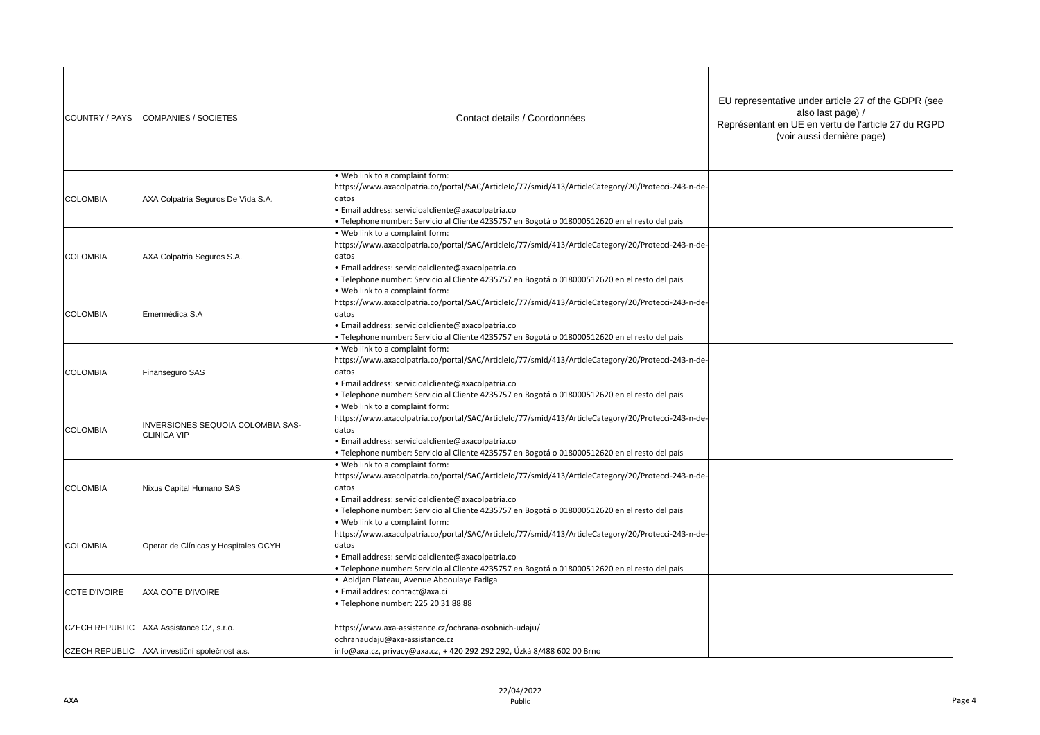| COUNTRY / PAYS | COMPANIES / SOCIETES | Contact details / Coordonnées | EU representative under article 27 of the GDPR (see also last page) / Représentant en UE en vertu de l'article 27 du RGPD (voir aussi dernière page) |
|---|---|---|---|
| COLOMBIA | AXA Colpatria Seguros De Vida S.A. | • Web link to a complaint form: https://www.axacolpatria.co/portal/SAC/ArticleId/77/smid/413/ArticleCategory/20/Protecci-243-n-de-datos<br>• Email address: servicioalcliente@axacolpatria.co<br>• Telephone number: Servicio al Cliente 4235757 en Bogotá o 018000512620 en el resto del país | |
| COLOMBIA | AXA Colpatria Seguros S.A. | • Web link to a complaint form: https://www.axacolpatria.co/portal/SAC/ArticleId/77/smid/413/ArticleCategory/20/Protecci-243-n-de-datos<br>• Email address: servicioalcliente@axacolpatria.co<br>• Telephone number: Servicio al Cliente 4235757 en Bogotá o 018000512620 en el resto del país | |
| COLOMBIA | Emermédica S.A | • Web link to a complaint form: https://www.axacolpatria.co/portal/SAC/ArticleId/77/smid/413/ArticleCategory/20/Protecci-243-n-de-datos<br>• Email address: servicioalcliente@axacolpatria.co<br>• Telephone number: Servicio al Cliente 4235757 en Bogotá o 018000512620 en el resto del país | |
| COLOMBIA | Finanseguro SAS | • Web link to a complaint form: https://www.axacolpatria.co/portal/SAC/ArticleId/77/smid/413/ArticleCategory/20/Protecci-243-n-de-datos<br>• Email address: servicioalcliente@axacolpatria.co<br>• Telephone number: Servicio al Cliente 4235757 en Bogotá o 018000512620 en el resto del país | |
| COLOMBIA | INVERSIONES SEQUOIA COLOMBIA SAS-CLINICA VIP | • Web link to a complaint form: https://www.axacolpatria.co/portal/SAC/ArticleId/77/smid/413/ArticleCategory/20/Protecci-243-n-de-datos<br>• Email address: servicioalcliente@axacolpatria.co<br>• Telephone number: Servicio al Cliente 4235757 en Bogotá o 018000512620 en el resto del país | |
| COLOMBIA | Nixus Capital Humano SAS | • Web link to a complaint form: https://www.axacolpatria.co/portal/SAC/ArticleId/77/smid/413/ArticleCategory/20/Protecci-243-n-de-datos<br>• Email address: servicioalcliente@axacolpatria.co<br>• Telephone number: Servicio al Cliente 4235757 en Bogotá o 018000512620 en el resto del país | |
| COLOMBIA | Operar de Clínicas y Hospitales OCYH | • Web link to a complaint form: https://www.axacolpatria.co/portal/SAC/ArticleId/77/smid/413/ArticleCategory/20/Protecci-243-n-de-datos<br>• Email address: servicioalcliente@axacolpatria.co<br>• Telephone number: Servicio al Cliente 4235757 en Bogotá o 018000512620 en el resto del país | |
| COTE D'IVOIRE | AXA COTE D'IVOIRE | • Abidjan Plateau, Avenue Abdoulaye Fadiga<br>• Email addres: contact@axa.ci<br>• Telephone number: 225 20 31 88 88 | |
| CZECH REPUBLIC | AXA Assistance CZ, s.r.o. | https://www.axa-assistance.cz/ochrana-osobnich-udaju/<br>ochranaudaju@axa-assistance.cz | |
| CZECH REPUBLIC | AXA investiční společnost a.s. | info@axa.cz, privacy@axa.cz, + 420 292 292 292, Úzká 8/488 602 00 Brno | |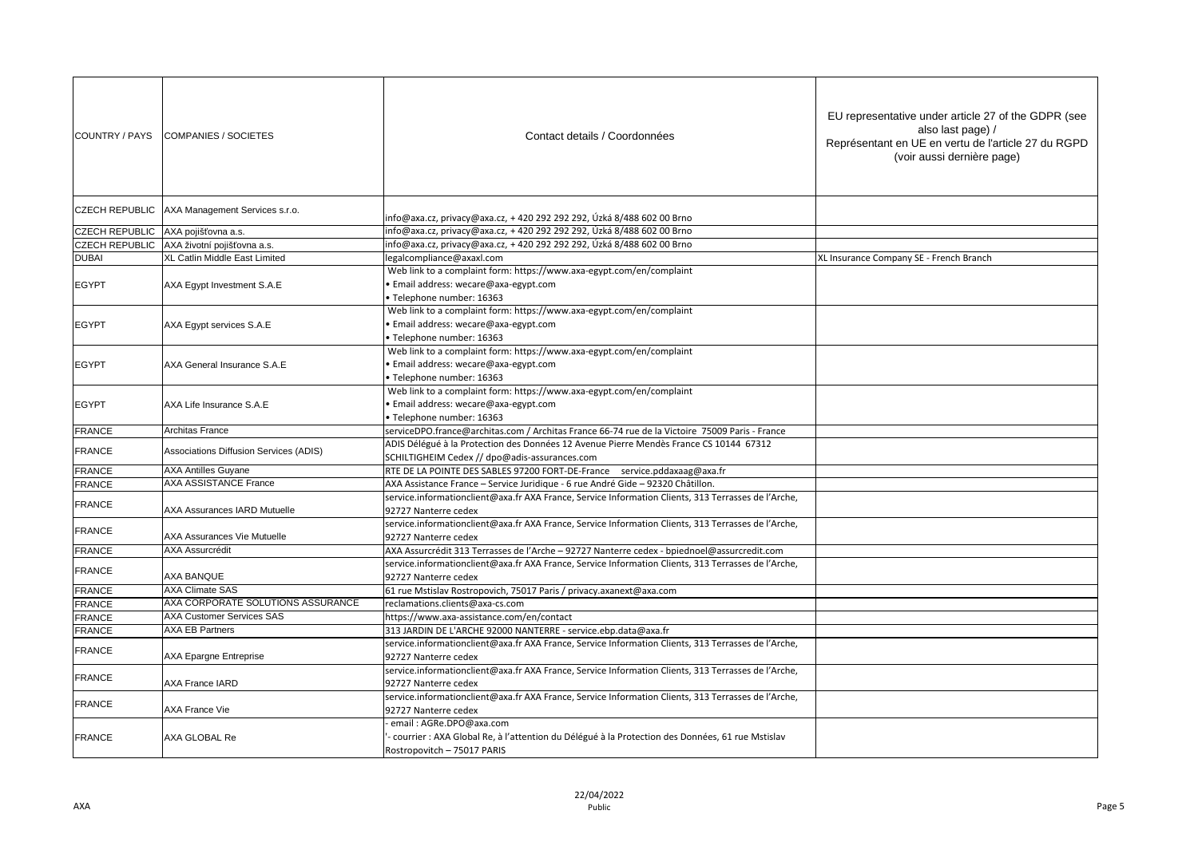| COUNTRY / PAYS | COMPANIES / SOCIETES | Contact details / Coordonnées | EU representative under article 27 of the GDPR (see also last page) / Représentant en UE en vertu de l'article 27 du RGPD (voir aussi dernière page) |
|---|---|---|---|
| CZECH REPUBLIC | AXA Management Services s.r.o. | info@axa.cz, privacy@axa.cz, + 420 292 292 292, Úzká 8/488 602 00 Brno | |
| CZECH REPUBLIC | AXA pojišťovna a.s. | info@axa.cz, privacy@axa.cz, + 420 292 292 292, Úzká 8/488 602 00 Brno | |
| CZECH REPUBLIC | AXA životní pojišťovna a.s. | info@axa.cz, privacy@axa.cz, + 420 292 292 292, Úzká 8/488 602 00 Brno | |
| DUBAI | XL Catlin Middle East Limited | legalcompliance@axaxl.com | XL Insurance Company SE - French Branch |
| EGYPT | AXA Egypt Investment S.A.E | Web link to a complaint form: https://www.axa-egypt.com/en/complaint<br>• Email address: wecare@axa-egypt.com<br>• Telephone number: 16363 | |
| EGYPT | AXA Egypt services S.A.E | Web link to a complaint form: https://www.axa-egypt.com/en/complaint<br>• Email address: wecare@axa-egypt.com<br>• Telephone number: 16363 | |
| EGYPT | AXA General Insurance S.A.E | Web link to a complaint form: https://www.axa-egypt.com/en/complaint<br>• Email address: wecare@axa-egypt.com<br>• Telephone number: 16363 | |
| EGYPT | AXA Life Insurance S.A.E | Web link to a complaint form: https://www.axa-egypt.com/en/complaint<br>• Email address: wecare@axa-egypt.com<br>• Telephone number: 16363 | |
| FRANCE | Architas France | serviceDPO.france@architas.com / Architas France 66-74 rue de la Victoire 75009 Paris - France | |
| FRANCE | Associations Diffusion Services (ADIS) | ADIS Délégué à la Protection des Données 12 Avenue Pierre Mendès France CS 10144 67312 SCHILTIGHEIM Cedex // dpo@adis-assurances.com | |
| FRANCE | AXA Antilles Guyane | RTE DE LA POINTE DES SABLES 97200 FORT-DE-France service.pddaxaag@axa.fr | |
| FRANCE | AXA ASSISTANCE France | AXA Assistance France – Service Juridique - 6 rue André Gide – 92320 Châtillon. | |
| FRANCE | AXA Assurances IARD Mutuelle | service.informationclient@axa.fr AXA France, Service Information Clients, 313 Terrasses de l'Arche, 92727 Nanterre cedex | |
| FRANCE | AXA Assurances Vie Mutuelle | service.informationclient@axa.fr AXA France, Service Information Clients, 313 Terrasses de l'Arche, 92727 Nanterre cedex | |
| FRANCE | AXA Assurcrédit | AXA Assurcrédit 313 Terrasses de l'Arche – 92727 Nanterre cedex - bpiednoel@assurcredit.com | |
| FRANCE | AXA BANQUE | service.informationclient@axa.fr AXA France, Service Information Clients, 313 Terrasses de l'Arche, 92727 Nanterre cedex | |
| FRANCE | AXA Climate SAS | 61 rue Mstislav Rostropovich, 75017 Paris / privacy.axanext@axa.com | |
| FRANCE | AXA CORPORATE SOLUTIONS ASSURANCE | reclamations.clients@axa-cs.com | |
| FRANCE | AXA Customer Services SAS | https://www.axa-assistance.com/en/contact | |
| FRANCE | AXA EB Partners | 313 JARDIN DE L'ARCHE 92000 NANTERRE - service.ebp.data@axa.fr | |
| FRANCE | AXA Epargne Entreprise | service.informationclient@axa.fr AXA France, Service Information Clients, 313 Terrasses de l'Arche, 92727 Nanterre cedex | |
| FRANCE | AXA France IARD | service.informationclient@axa.fr AXA France, Service Information Clients, 313 Terrasses de l'Arche, 92727 Nanterre cedex | |
| FRANCE | AXA France Vie | service.informationclient@axa.fr AXA France, Service Information Clients, 313 Terrasses de l'Arche, 92727 Nanterre cedex | |
| FRANCE | AXA GLOBAL Re | - email : AGRe.DPO@axa.com<br>'- courrier : AXA Global Re, à l'attention du Délégué à la Protection des Données, 61 rue Mstislav Rostropovitch – 75017 PARIS | |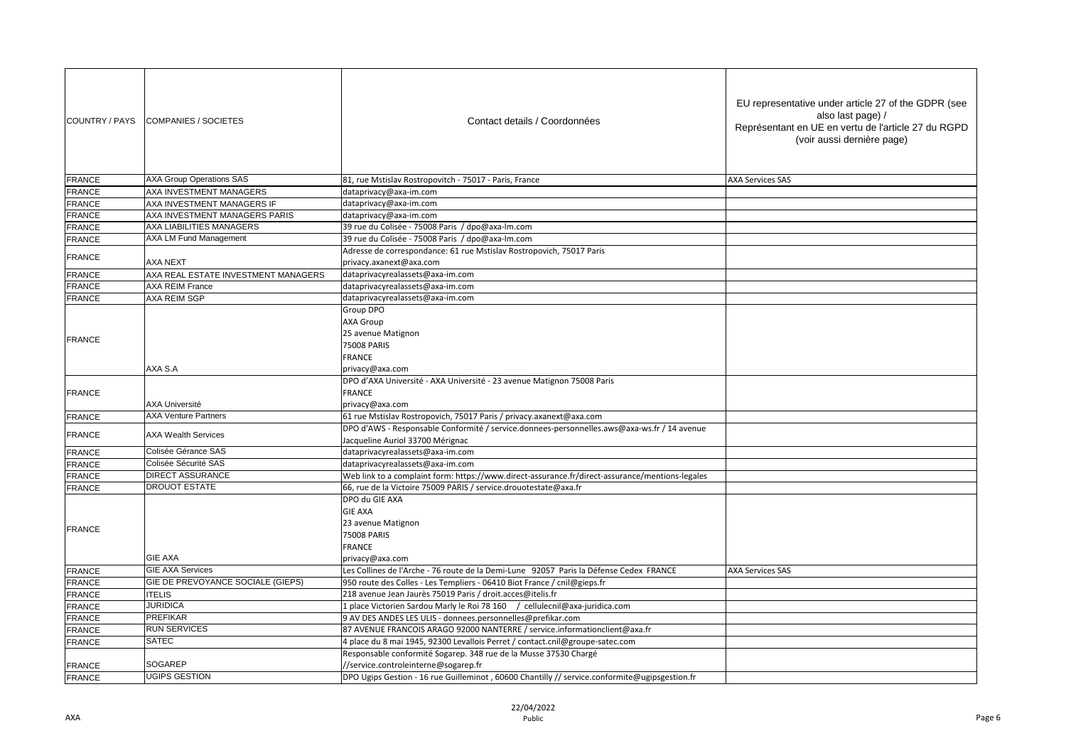| COUNTRY / PAYS | COMPANIES / SOCIETES | Contact details / Coordonnées | EU representative under article 27 of the GDPR (see also last page) / Représentant en UE en vertu de l'article 27 du RGPD (voir aussi dernière page) |
|---|---|---|---|
| FRANCE | AXA Group Operations SAS | 81, rue Mstislav Rostropovitch - 75017 - Paris, France | AXA Services SAS |
| FRANCE | AXA INVESTMENT MANAGERS | dataprivacy@axa-im.com | |
| FRANCE | AXA INVESTMENT MANAGERS IF | dataprivacy@axa-im.com | |
| FRANCE | AXA INVESTMENT MANAGERS PARIS | dataprivacy@axa-im.com | |
| FRANCE | AXA LIABILITIES MANAGERS | 39 rue du Colisée - 75008 Paris / dpo@axa-lm.com | |
| FRANCE | AXA LM Fund Management | 39 rue du Colisée - 75008 Paris / dpo@axa-lm.com | |
| FRANCE | AXA NEXT | Adresse de correspondance: 61 rue Mstislav Rostropovich, 75017 Paris<br>privacy.axanext@axa.com | |
| FRANCE | AXA REAL ESTATE INVESTMENT MANAGERS | dataprivacyrealassets@axa-im.com | |
| FRANCE | AXA REIM France | dataprivacyrealassets@axa-im.com | |
| FRANCE | AXA REIM SGP | dataprivacyrealassets@axa-im.com | |
| FRANCE | AXA S.A | Group DPO<br>AXA Group<br>25 avenue Matignon<br>75008 PARIS<br>FRANCE<br>privacy@axa.com | |
| FRANCE | AXA Université | DPO d'AXA Université - AXA Université - 23 avenue Matignon 75008 Paris<br>FRANCE<br>privacy@axa.com | |
| FRANCE | AXA Venture Partners | 61 rue Mstislav Rostropovich, 75017 Paris / privacy.axanext@axa.com | |
| FRANCE | AXA Wealth Services | DPO d'AWS - Responsable Conformité / service.donnees-personnelles.aws@axa-ws.fr / 14 avenue Jacqueline Auriol 33700 Mérignac | |
| FRANCE | Colisée Gérance SAS | dataprivacyrealassets@axa-im.com | |
| FRANCE | Colisée Sécurité SAS | dataprivacyrealassets@axa-im.com | |
| FRANCE | DIRECT ASSURANCE | Web link to a complaint form: https://www.direct-assurance.fr/direct-assurance/mentions-legales | |
| FRANCE | DROUOT ESTATE | 66, rue de la Victoire 75009 PARIS / service.drouotestate@axa.fr | |
| FRANCE | GIE AXA | DPO du GIE AXA<br>GIE AXA<br>23 avenue Matignon<br>75008 PARIS<br>FRANCE<br>privacy@axa.com | |
| FRANCE | GIE AXA Services | Les Collines de l'Arche - 76 route de la Demi-Lune 92057 Paris la Défense Cedex FRANCE | AXA Services SAS |
| FRANCE | GIE DE PREVOYANCE SOCIALE (GIEPS) | 950 route des Colles - Les Templiers - 06410 Biot France / cnil@gieps.fr | |
| FRANCE | ITELIS | 218 avenue Jean Jaurès 75019 Paris / droit.acces@itelis.fr | |
| FRANCE | JURIDICA | 1 place Victorien Sardou Marly le Roi 78 160 / cellulecnil@axa-juridica.com | |
| FRANCE | PREFIKAR | 9 AV DES ANDES LES ULIS - donnees.personnelles@prefikar.com | |
| FRANCE | RUN SERVICES | 87 AVENUE FRANCOIS ARAGO 92000 NANTERRE / service.informationclient@axa.fr | |
| FRANCE | SATEC | 4 place du 8 mai 1945, 92300 Levallois Perret / contact.cnil@groupe-satec.com | |
| FRANCE | SOGAREP | Responsable conformité Sogarep. 348 rue de la Musse 37530 Chargé<br>//service.controleinterne@sogarep.fr | |
| FRANCE | UGIPS GESTION | DPO Ugips Gestion - 16 rue Guilleminot , 60600 Chantilly // service.conformite@ugipsgestion.fr | |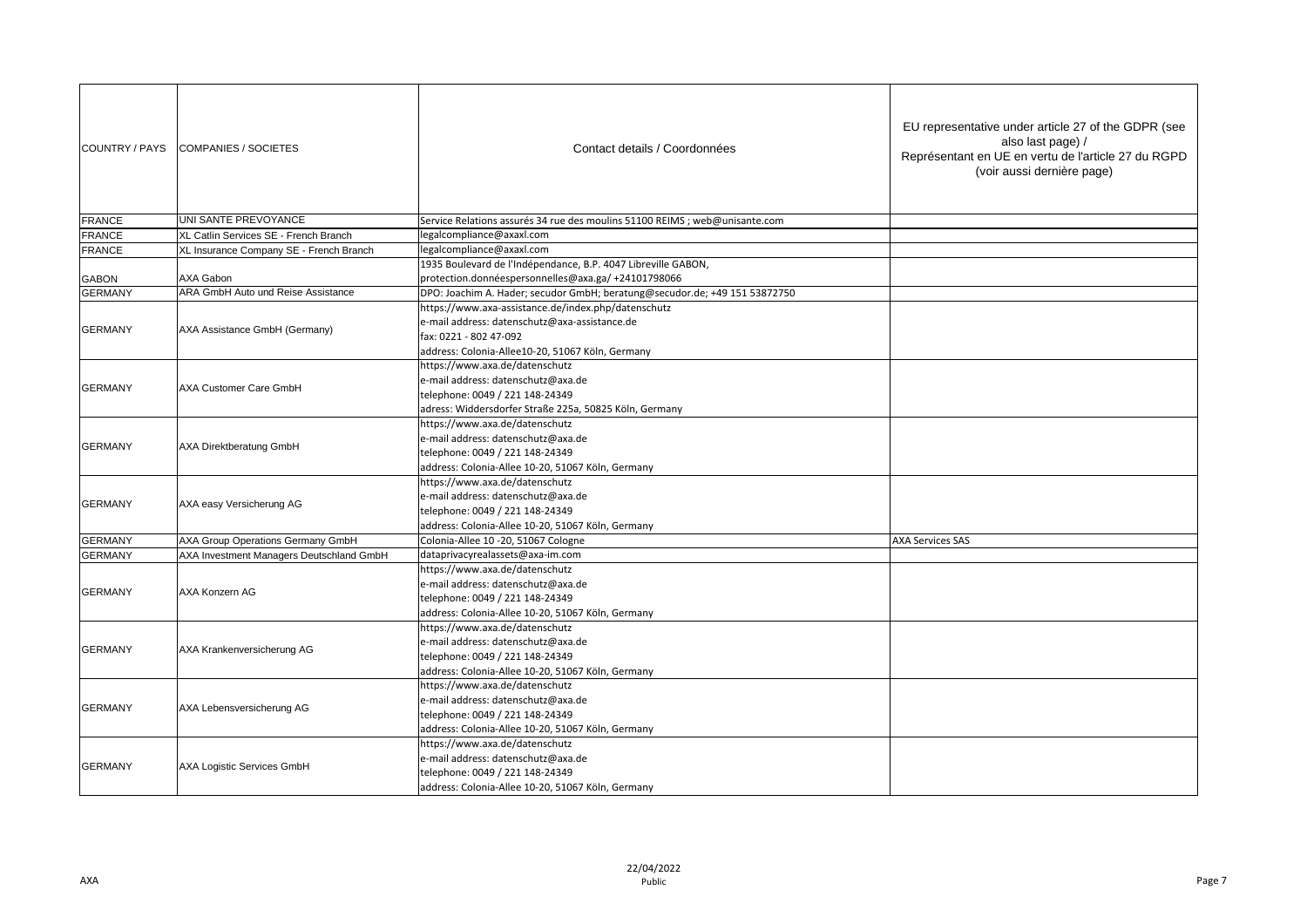| COUNTRY / PAYS | COMPANIES / SOCIETES | Contact details / Coordonnées | EU representative under article 27 of the GDPR (see also last page) / Représentant en UE en vertu de l'article 27 du RGPD (voir aussi dernière page) |
|---|---|---|---|
| FRANCE | UNI SANTE PREVOYANCE | Service Relations assurés 34 rue des moulins 51100 REIMS ; web@unisante.com | |
| FRANCE | XL Catlin Services SE - French Branch | legalcompliance@axaxl.com | |
| FRANCE | XL Insurance Company SE - French Branch | legalcompliance@axaxl.com | |
| GABON | AXA Gabon | 1935 Boulevard de l'Indépendance, B.P. 4047 Libreville GABON, protection.donnéespersonnelles@axa.ga/ +24101798066 | |
| GERMANY | ARA GmbH Auto und Reise Assistance | DPO: Joachim A. Hader; secudor GmbH; beratung@secudor.de; +49 151 53872750 | |
| GERMANY | AXA Assistance GmbH (Germany) | https://www.axa-assistance.de/index.php/datenschutz<br>e-mail address: datenschutz@axa-assistance.de<br>fax: 0221 - 802 47-092<br>address: Colonia-Allee10-20, 51067 Köln, Germany | |
| GERMANY | AXA Customer Care GmbH | https://www.axa.de/datenschutz<br>e-mail address: datenschutz@axa.de<br>telephone: 0049 / 221 148-24349<br>adress: Widdersdorfer Straße 225a, 50825 Köln, Germany | |
| GERMANY | AXA Direktberatung GmbH | https://www.axa.de/datenschutz<br>e-mail address: datenschutz@axa.de<br>telephone: 0049 / 221 148-24349<br>address: Colonia-Allee 10-20, 51067 Köln, Germany | |
| GERMANY | AXA easy Versicherung AG | https://www.axa.de/datenschutz<br>e-mail address: datenschutz@axa.de<br>telephone: 0049 / 221 148-24349<br>address: Colonia-Allee 10-20, 51067 Köln, Germany | |
| GERMANY | AXA Group Operations Germany GmbH | Colonia-Allee 10 -20, 51067 Cologne | AXA Services SAS |
| GERMANY | AXA Investment Managers Deutschland GmbH | dataprivacyrealassets@axa-im.com | |
| GERMANY | AXA Konzern AG | https://www.axa.de/datenschutz<br>e-mail address: datenschutz@axa.de<br>telephone: 0049 / 221 148-24349<br>address: Colonia-Allee 10-20, 51067 Köln, Germany | |
| GERMANY | AXA Krankenversicherung AG | https://www.axa.de/datenschutz<br>e-mail address: datenschutz@axa.de<br>telephone: 0049 / 221 148-24349<br>address: Colonia-Allee 10-20, 51067 Köln, Germany | |
| GERMANY | AXA Lebensversicherung AG | https://www.axa.de/datenschutz<br>e-mail address: datenschutz@axa.de<br>telephone: 0049 / 221 148-24349<br>address: Colonia-Allee 10-20, 51067 Köln, Germany | |
| GERMANY | AXA Logistic Services GmbH | https://www.axa.de/datenschutz<br>e-mail address: datenschutz@axa.de<br>telephone: 0049 / 221 148-24349<br>address: Colonia-Allee 10-20, 51067 Köln, Germany | |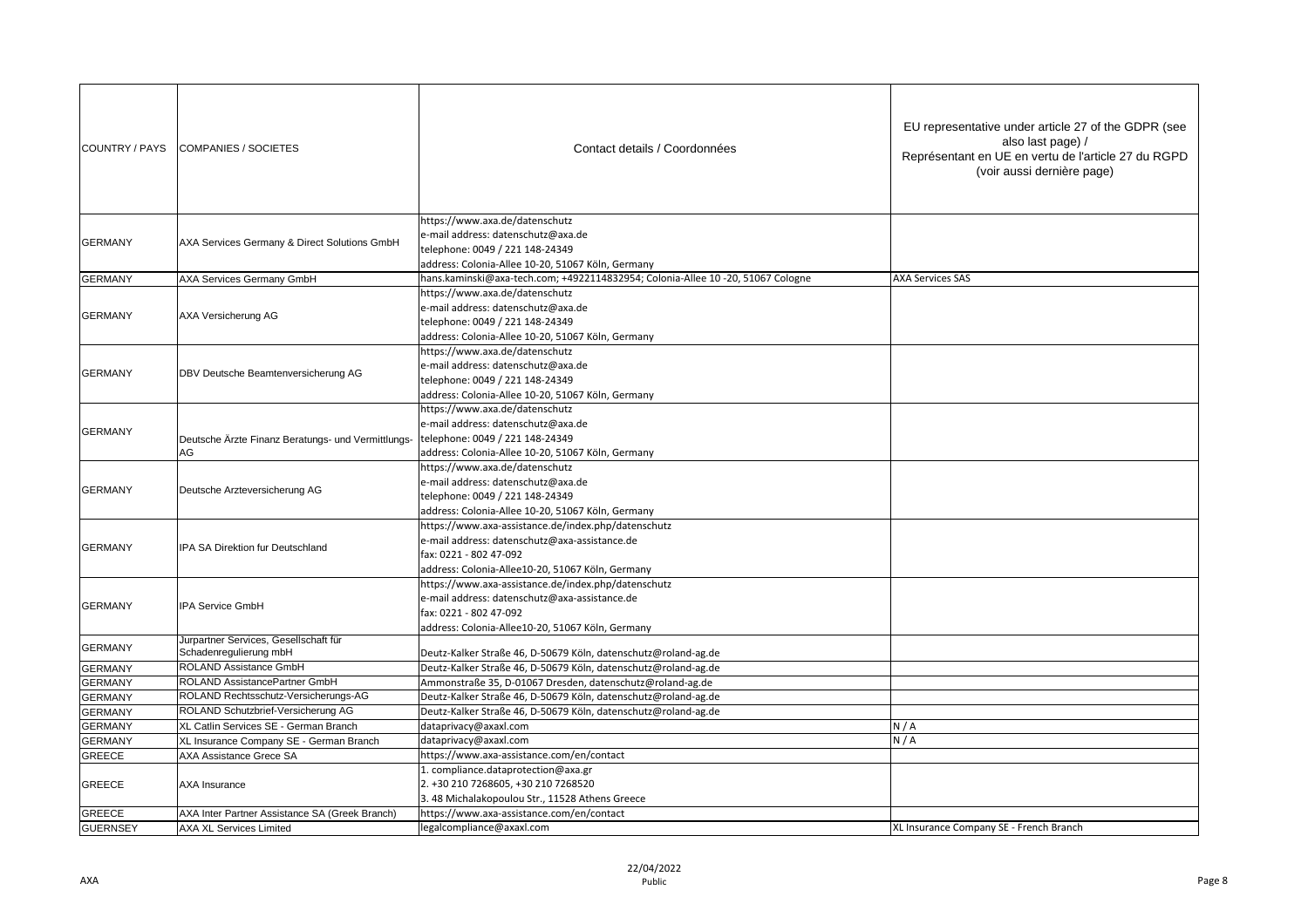| COUNTRY / PAYS | COMPANIES / SOCIETES | Contact details / Coordonnées | EU representative under article 27 of the GDPR (see also last page) / Représentant en UE en vertu de l'article 27 du RGPD (voir aussi dernière page) |
|---|---|---|---|
| GERMANY | AXA Services Germany & Direct Solutions GmbH | https://www.axa.de/datenschutz<br>e-mail address: datenschutz@axa.de<br>telephone: 0049 / 221 148-24349<br>address: Colonia-Allee 10-20, 51067 Köln, Germany | |
| GERMANY | AXA Services Germany GmbH | hans.kaminski@axa-tech.com; +4922114832954; Colonia-Allee 10 -20, 51067 Cologne | AXA Services SAS |
| GERMANY | AXA Versicherung AG | https://www.axa.de/datenschutz<br>e-mail address: datenschutz@axa.de<br>telephone: 0049 / 221 148-24349<br>address: Colonia-Allee 10-20, 51067 Köln, Germany | |
| GERMANY | DBV Deutsche Beamtenversicherung AG | https://www.axa.de/datenschutz<br>e-mail address: datenschutz@axa.de<br>telephone: 0049 / 221 148-24349<br>address: Colonia-Allee 10-20, 51067 Köln, Germany | |
| GERMANY | Deutsche Ärzte Finanz Beratungs- und Vermittlungs-AG | https://www.axa.de/datenschutz<br>e-mail address: datenschutz@axa.de<br>telephone: 0049 / 221 148-24349<br>address: Colonia-Allee 10-20, 51067 Köln, Germany | |
| GERMANY | Deutsche Arzteversicherung AG | https://www.axa.de/datenschutz<br>e-mail address: datenschutz@axa.de<br>telephone: 0049 / 221 148-24349<br>address: Colonia-Allee 10-20, 51067 Köln, Germany | |
| GERMANY | IPA SA Direktion fur Deutschland | https://www.axa-assistance.de/index.php/datenschutz<br>e-mail address: datenschutz@axa-assistance.de<br>fax: 0221 - 802 47-092<br>address: Colonia-Allee10-20, 51067 Köln, Germany | |
| GERMANY | IPA Service GmbH | https://www.axa-assistance.de/index.php/datenschutz<br>e-mail address: datenschutz@axa-assistance.de<br>fax: 0221 - 802 47-092<br>address: Colonia-Allee10-20, 51067 Köln, Germany | |
| GERMANY | Jurpartner Services, Gesellschaft für Schadenregulierung mbH | Deutz-Kalker Straße 46, D-50679 Köln, datenschutz@roland-ag.de | |
| GERMANY | ROLAND Assistance GmbH | Deutz-Kalker Straße 46, D-50679 Köln, datenschutz@roland-ag.de | |
| GERMANY | ROLAND AssistancePartner GmbH | Ammonstraße 35, D-01067 Dresden, datenschutz@roland-ag.de | |
| GERMANY | ROLAND Rechtsschutz-Versicherungs-AG | Deutz-Kalker Straße 46, D-50679 Köln, datenschutz@roland-ag.de | |
| GERMANY | ROLAND Schutzbrief-Versicherung AG | Deutz-Kalker Straße 46, D-50679 Köln, datenschutz@roland-ag.de | |
| GERMANY | XL Catlin Services SE - German Branch | dataprivacy@axaxl.com | N / A |
| GERMANY | XL Insurance Company SE - German Branch | dataprivacy@axaxl.com | N / A |
| GREECE | AXA Assistance Grece SA | https://www.axa-assistance.com/en/contact | |
| GREECE | AXA Insurance | 1. compliance.dataprotection@axa.gr<br>2. +30 210 7268605, +30 210 7268520<br>3. 48 Michalakopoulou Str., 11528 Athens Greece | |
| GREECE | AXA Inter Partner Assistance SA (Greek Branch) | https://www.axa-assistance.com/en/contact | |
| GUERNSEY | AXA XL Services Limited | legalcompliance@axaxl.com | XL Insurance Company SE - French Branch |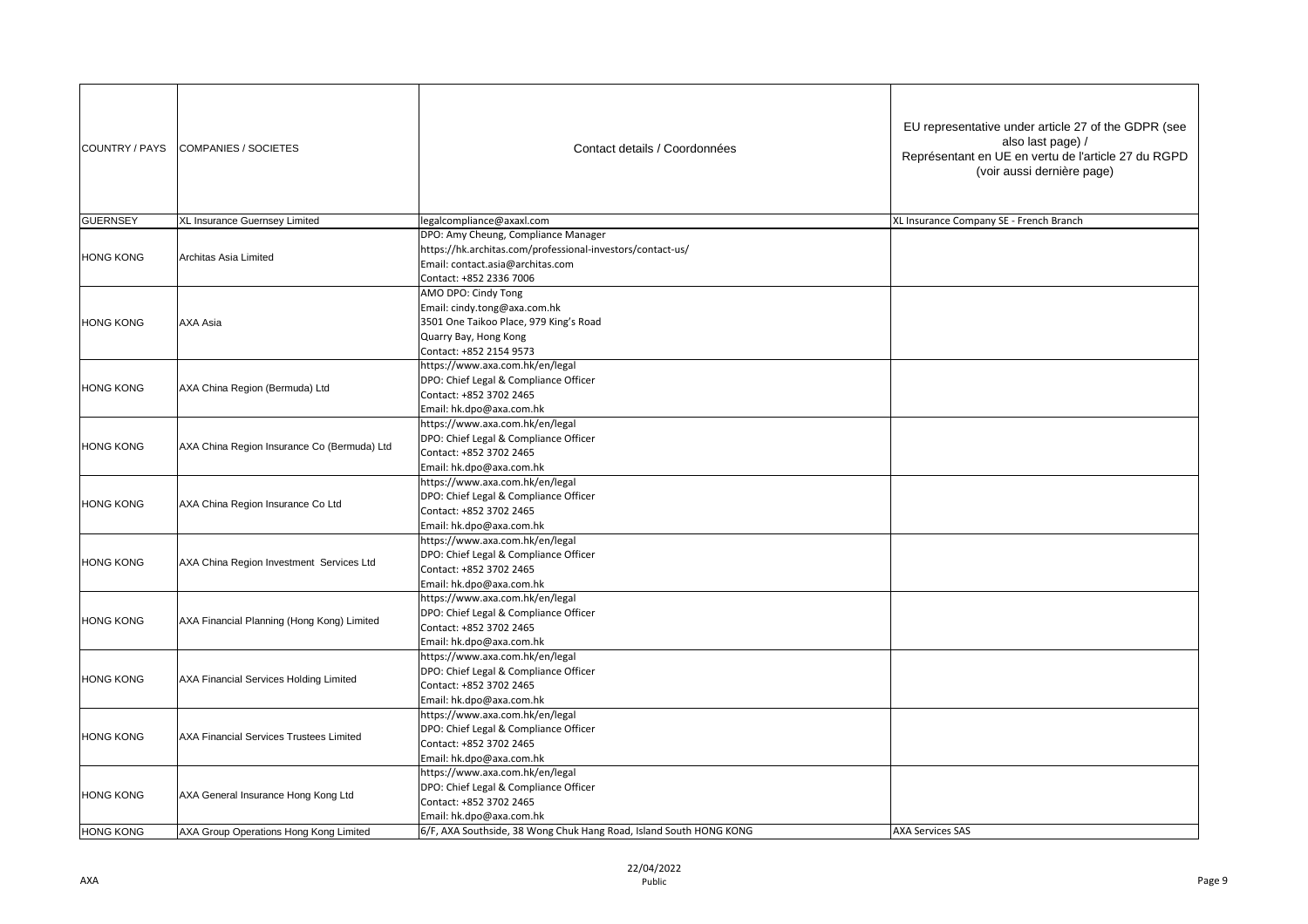| COUNTRY / PAYS | COMPANIES / SOCIETES | Contact details / Coordonnées | EU representative under article 27 of the GDPR (see also last page) / Représentant en UE en vertu de l'article 27 du RGPD (voir aussi dernière page) |
|---|---|---|---|
| GUERNSEY | XL Insurance Guernsey Limited | legalcompliance@axaxl.com | XL Insurance Company SE - French Branch |
| HONG KONG | Architas Asia Limited | DPO: Amy Cheung, Compliance Manager<br>https://hk.architas.com/professional-investors/contact-us/<br>Email: contact.asia@architas.com<br>Contact: +852 2336 7006 | |
| HONG KONG | AXA Asia | AMO DPO: Cindy Tong<br>Email: cindy.tong@axa.com.hk<br>3501 One Taikoo Place, 979 King's Road<br>Quarry Bay, Hong Kong<br>Contact: +852 2154 9573 | |
| HONG KONG | AXA China Region (Bermuda) Ltd | https://www.axa.com.hk/en/legal<br>DPO: Chief Legal & Compliance Officer<br>Contact: +852 3702 2465<br>Email: hk.dpo@axa.com.hk | |
| HONG KONG | AXA China Region Insurance Co (Bermuda) Ltd | https://www.axa.com.hk/en/legal<br>DPO: Chief Legal & Compliance Officer<br>Contact: +852 3702 2465<br>Email: hk.dpo@axa.com.hk | |
| HONG KONG | AXA China Region Insurance Co Ltd | https://www.axa.com.hk/en/legal<br>DPO: Chief Legal & Compliance Officer<br>Contact: +852 3702 2465<br>Email: hk.dpo@axa.com.hk | |
| HONG KONG | AXA China Region Investment Services Ltd | https://www.axa.com.hk/en/legal<br>DPO: Chief Legal & Compliance Officer<br>Contact: +852 3702 2465<br>Email: hk.dpo@axa.com.hk | |
| HONG KONG | AXA Financial Planning (Hong Kong) Limited | https://www.axa.com.hk/en/legal<br>DPO: Chief Legal & Compliance Officer<br>Contact: +852 3702 2465<br>Email: hk.dpo@axa.com.hk | |
| HONG KONG | AXA Financial Services Holding Limited | https://www.axa.com.hk/en/legal<br>DPO: Chief Legal & Compliance Officer<br>Contact: +852 3702 2465<br>Email: hk.dpo@axa.com.hk | |
| HONG KONG | AXA Financial Services Trustees Limited | https://www.axa.com.hk/en/legal<br>DPO: Chief Legal & Compliance Officer<br>Contact: +852 3702 2465<br>Email: hk.dpo@axa.com.hk | |
| HONG KONG | AXA General Insurance Hong Kong Ltd | https://www.axa.com.hk/en/legal<br>DPO: Chief Legal & Compliance Officer<br>Contact: +852 3702 2465<br>Email: hk.dpo@axa.com.hk | |
| HONG KONG | AXA Group Operations Hong Kong Limited | 6/F, AXA Southside, 38 Wong Chuk Hang Road, Island South HONG KONG | AXA Services SAS |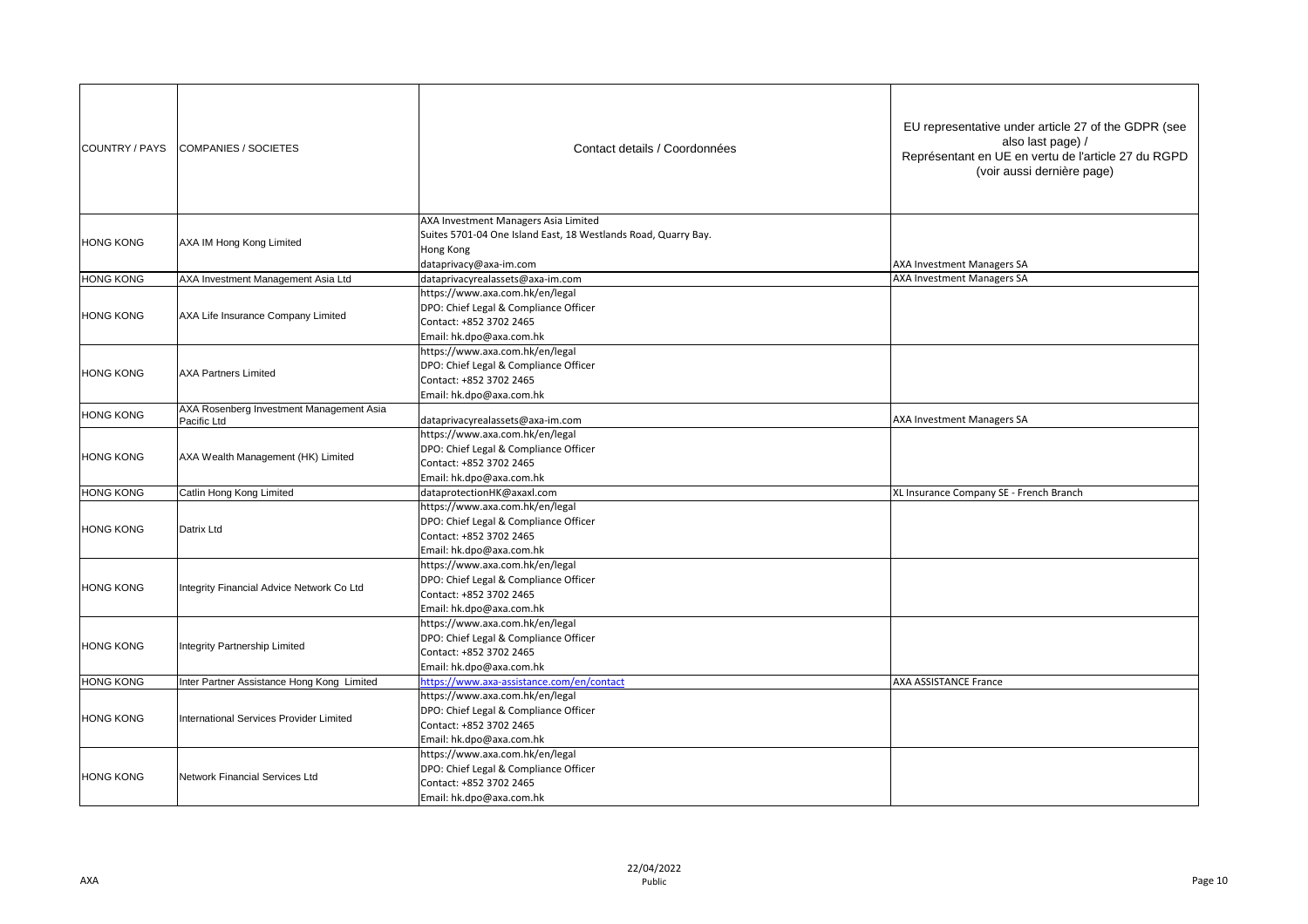| COUNTRY / PAYS | COMPANIES / SOCIETES | Contact details / Coordonnées | EU representative under article 27 of the GDPR (see also last page) / Représentant en UE en vertu de l'article 27 du RGPD (voir aussi dernière page) |
|---|---|---|---|
| HONG KONG | AXA IM Hong Kong Limited | AXA Investment Managers Asia Limited<br>Suites 5701-04 One Island East, 18 Westlands Road, Quarry Bay.<br>Hong Kong<br>dataprivacy@axa-im.com | AXA Investment Managers SA |
| HONG KONG | AXA Investment Management Asia Ltd | dataprivacyrealassets@axa-im.com | AXA Investment Managers SA |
| HONG KONG | AXA Life Insurance Company Limited | https://www.axa.com.hk/en/legal<br>DPO: Chief Legal & Compliance Officer<br>Contact: +852 3702 2465<br>Email: hk.dpo@axa.com.hk | |
| HONG KONG | AXA Partners Limited | https://www.axa.com.hk/en/legal<br>DPO: Chief Legal & Compliance Officer<br>Contact: +852 3702 2465<br>Email: hk.dpo@axa.com.hk | |
| HONG KONG | AXA Rosenberg Investment Management Asia Pacific Ltd | dataprivacyrealassets@axa-im.com | AXA Investment Managers SA |
| HONG KONG | AXA Wealth Management (HK) Limited | https://www.axa.com.hk/en/legal<br>DPO: Chief Legal & Compliance Officer<br>Contact: +852 3702 2465<br>Email: hk.dpo@axa.com.hk | |
| HONG KONG | Catlin Hong Kong Limited | dataprotectionHK@axaxl.com | XL Insurance Company SE - French Branch |
| HONG KONG | Datrix Ltd | https://www.axa.com.hk/en/legal<br>DPO: Chief Legal & Compliance Officer<br>Contact: +852 3702 2465<br>Email: hk.dpo@axa.com.hk | |
| HONG KONG | Integrity Financial Advice Network Co Ltd | https://www.axa.com.hk/en/legal<br>DPO: Chief Legal & Compliance Officer<br>Contact: +852 3702 2465<br>Email: hk.dpo@axa.com.hk | |
| HONG KONG | Integrity Partnership Limited | https://www.axa.com.hk/en/legal<br>DPO: Chief Legal & Compliance Officer<br>Contact: +852 3702 2465<br>Email: hk.dpo@axa.com.hk | |
| HONG KONG | Inter Partner Assistance Hong Kong Limited | https://www.axa-assistance.com/en/contact | AXA ASSISTANCE France |
| HONG KONG | International Services Provider Limited | https://www.axa.com.hk/en/legal<br>DPO: Chief Legal & Compliance Officer<br>Contact: +852 3702 2465<br>Email: hk.dpo@axa.com.hk | |
| HONG KONG | Network Financial Services Ltd | https://www.axa.com.hk/en/legal<br>DPO: Chief Legal & Compliance Officer<br>Contact: +852 3702 2465<br>Email: hk.dpo@axa.com.hk | |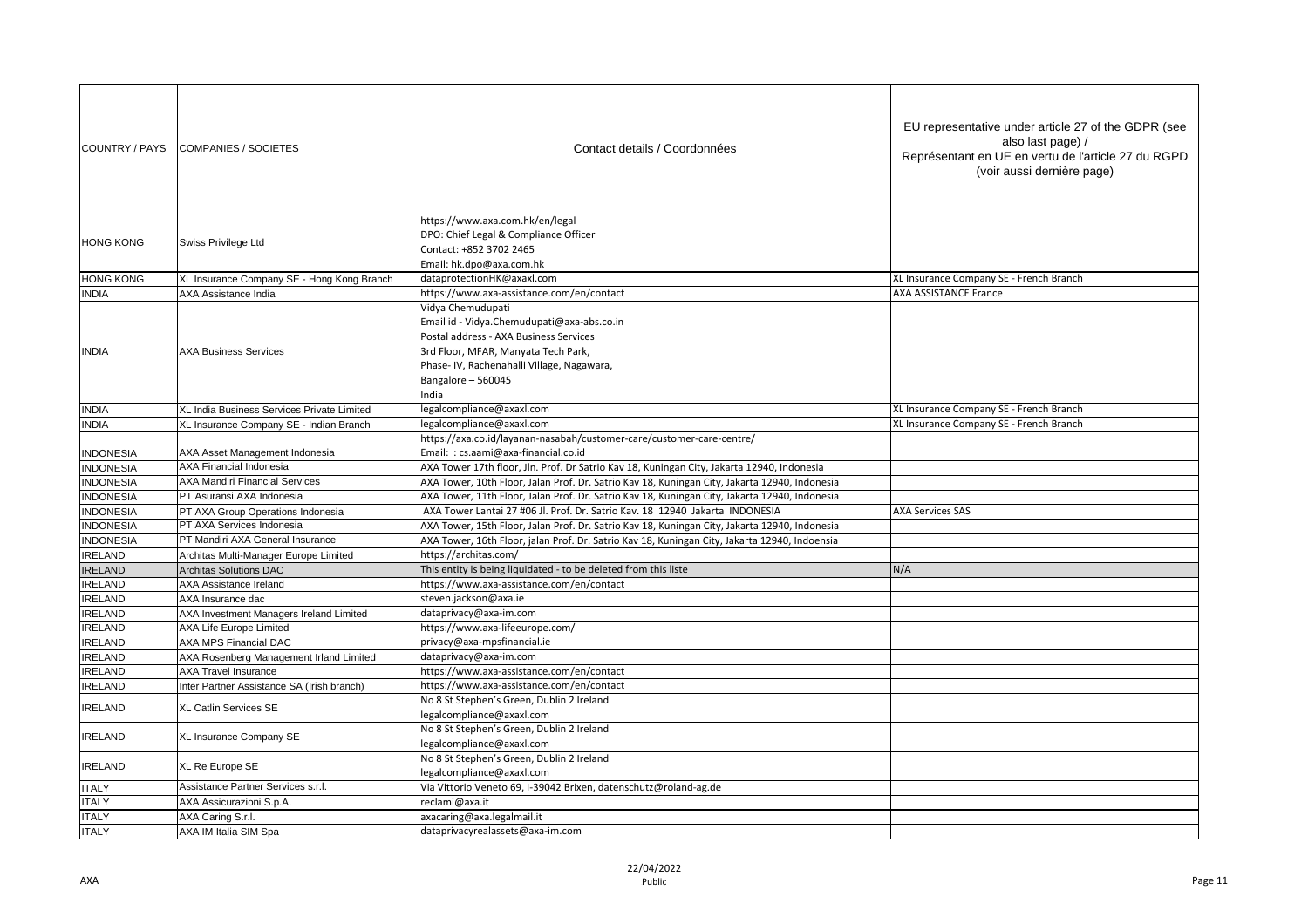| COUNTRY / PAYS | COMPANIES / SOCIETES | Contact details / Coordonnées | EU representative under article 27 of the GDPR (see also last page) / Représentant en UE en vertu de l'article 27 du RGPD (voir aussi dernière page) |
|---|---|---|---|
| HONG KONG | Swiss Privilege Ltd | https://www.axa.com.hk/en/legal<br>DPO: Chief Legal & Compliance Officer<br>Contact: +852 3702 2465<br>Email: hk.dpo@axa.com.hk | |
| HONG KONG | XL Insurance Company SE - Hong Kong Branch | dataprotectionHK@axaxl.com | XL Insurance Company SE - French Branch |
| INDIA | AXA Assistance India | https://www.axa-assistance.com/en/contact | AXA ASSISTANCE France |
| INDIA | AXA Business Services | Vidya Chemudupati<br>Email id - Vidya.Chemudupati@axa-abs.co.in<br>Postal address - AXA Business Services<br>3rd Floor, MFAR, Manyata Tech Park,<br>Phase- IV, Rachenahalli Village, Nagawara,<br>Bangalore – 560045<br>India | |
| INDIA | XL India Business Services Private Limited | legalcompliance@axaxl.com | XL Insurance Company SE - French Branch |
| INDIA | XL Insurance Company SE - Indian Branch | legalcompliance@axaxl.com | XL Insurance Company SE - French Branch |
| INDONESIA | AXA Asset Management Indonesia | https://axa.co.id/layanan-nasabah/customer-care/customer-care-centre/<br>Email: : cs.aami@axa-financial.co.id | |
| INDONESIA | AXA Financial Indonesia | AXA Tower 17th floor, Jln. Prof. Dr Satrio Kav 18, Kuningan City, Jakarta 12940, Indonesia | |
| INDONESIA | AXA Mandiri Financial Services | AXA Tower, 10th Floor, Jalan Prof. Dr. Satrio Kav 18, Kuningan City, Jakarta 12940, Indonesia | |
| INDONESIA | PT Asuransi AXA Indonesia | AXA Tower, 11th Floor, Jalan Prof. Dr. Satrio Kav 18, Kuningan City, Jakarta 12940, Indonesia | |
| INDONESIA | PT AXA Group Operations Indonesia | AXA Tower Lantai 27 #06 Jl. Prof. Dr. Satrio Kav. 18 12940 Jakarta INDONESIA | AXA Services SAS |
| INDONESIA | PT AXA Services Indonesia | AXA Tower, 15th Floor, Jalan Prof. Dr. Satrio Kav 18, Kuningan City, Jakarta 12940, Indonesia | |
| INDONESIA | PT Mandiri AXA General Insurance | AXA Tower, 16th Floor, jalan Prof. Dr. Satrio Kav 18, Kuningan City, Jakarta 12940, Indoensia | |
| IRELAND | Architas Multi-Manager Europe Limited | https://architas.com/ | |
| IRELAND | Architas Solutions DAC | This entity is being liquidated - to be deleted from this liste | N/A |
| IRELAND | AXA Assistance Ireland | https://www.axa-assistance.com/en/contact | |
| IRELAND | AXA Insurance dac | steven.jackson@axa.ie | |
| IRELAND | AXA Investment Managers Ireland Limited | dataprivacy@axa-im.com | |
| IRELAND | AXA Life Europe Limited | https://www.axa-lifeeurope.com/ | |
| IRELAND | AXA MPS Financial DAC | privacy@axa-mpsfinancial.ie | |
| IRELAND | AXA Rosenberg Management Irland Limited | dataprivacy@axa-im.com | |
| IRELAND | AXA Travel Insurance | https://www.axa-assistance.com/en/contact | |
| IRELAND | Inter Partner Assistance SA (Irish branch) | https://www.axa-assistance.com/en/contact | |
| IRELAND | XL Catlin Services SE | No 8 St Stephen's Green, Dublin 2 Ireland<br>legalcompliance@axaxl.com | |
| IRELAND | XL Insurance Company SE | No 8 St Stephen's Green, Dublin 2 Ireland<br>legalcompliance@axaxl.com | |
| IRELAND | XL Re Europe SE | No 8 St Stephen's Green, Dublin 2 Ireland<br>legalcompliance@axaxl.com | |
| ITALY | Assistance Partner Services s.r.l. | Via Vittorio Veneto 69, I-39042 Brixen, datenschutz@roland-ag.de | |
| ITALY | AXA Assicurazioni S.p.A. | reclami@axa.it | |
| ITALY | AXA Caring S.r.l. | axacaring@axa.legalmail.it | |
| ITALY | AXA IM Italia SIM Spa | dataprivacyrealassets@axa-im.com | |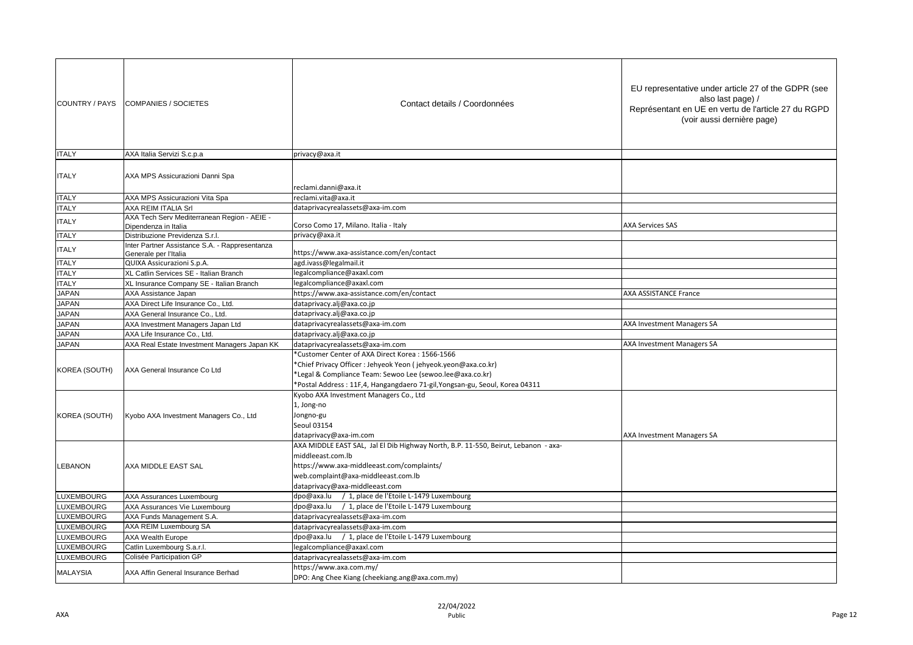| COUNTRY / PAYS | COMPANIES / SOCIETES | Contact details / Coordonnées | EU representative under article 27 of the GDPR (see also last page) / Représentant en UE en vertu de l'article 27 du RGPD (voir aussi dernière page) |
|---|---|---|---|
| ITALY | AXA Italia Servizi S.c.p.a | privacy@axa.it | |
| ITALY | AXA MPS Assicurazioni Danni Spa | reclami.danni@axa.it | |
| ITALY | AXA MPS Assicurazioni Vita Spa | reclami.vita@axa.it | |
| ITALY | AXA REIM ITALIA Srl | dataprivacyrealassets@axa-im.com | |
| ITALY | AXA Tech Serv Mediterranean Region - AEIE - Dipendenza in Italia | Corso Como 17, Milano. Italia - Italy | AXA Services SAS |
| ITALY | Distribuzione Previdenza S.r.l. | privacy@axa.it | |
| ITALY | Inter Partner Assistance S.A. - Rappresentanza Generale per l'Italia | https://www.axa-assistance.com/en/contact | |
| ITALY | QUIXA Assicurazioni S.p.A. | agd.ivass@legalmail.it | |
| ITALY | XL Catlin Services SE - Italian Branch | legalcompliance@axaxl.com | |
| ITALY | XL Insurance Company SE - Italian Branch | legalcompliance@axaxl.com | |
| JAPAN | AXA Assistance Japan | https://www.axa-assistance.com/en/contact | AXA ASSISTANCE France |
| JAPAN | AXA Direct Life Insurance Co., Ltd. | dataprivacy.alj@axa.co.jp | |
| JAPAN | AXA General Insurance Co., Ltd. | dataprivacy.alj@axa.co.jp | |
| JAPAN | AXA Investment Managers Japan Ltd | dataprivacyrealassets@axa-im.com | AXA Investment Managers SA |
| JAPAN | AXA Life Insurance Co., Ltd. | dataprivacy.alj@axa.co.jp | |
| JAPAN | AXA Real Estate Investment Managers Japan KK | dataprivacyrealassets@axa-im.com | AXA Investment Managers SA |
| KOREA (SOUTH) | AXA General Insurance Co Ltd | *Customer Center of AXA Direct Korea : 1566-1566<br>*Chief Privacy Officer : Jehyeok Yeon ( jehyeok.yeon@axa.co.kr)<br>*Legal & Compliance Team: Sewoo Lee (sewoo.lee@axa.co.kr)<br>*Postal Address : 11F,4, Hangangdaero 71-gil,Yongsan-gu, Seoul, Korea 04311 | |
| KOREA (SOUTH) | Kyobo AXA Investment Managers Co., Ltd | Kyobo AXA Investment Managers Co., Ltd<br>1, Jong-no<br>Jongno-gu<br>Seoul 03154<br>dataprivacy@axa-im.com | AXA Investment Managers SA |
| LEBANON | AXA MIDDLE EAST SAL | AXA MIDDLE EAST SAL, Jal El Dib Highway North, B.P. 11-550, Beirut, Lebanon - axa-middleeast.com.lb<br>https://www.axa-middleeast.com/complaints/<br>web.complaint@axa-middleeast.com.lb<br>dataprivacy@axa-middleeast.com | |
| LUXEMBOURG | AXA Assurances Luxembourg | dpo@axa.lu / 1, place de l'Etoile L-1479 Luxembourg | |
| LUXEMBOURG | AXA Assurances Vie Luxembourg | dpo@axa.lu / 1, place de l'Etoile L-1479 Luxembourg | |
| LUXEMBOURG | AXA Funds Management S.A. | dataprivacyrealassets@axa-im.com | |
| LUXEMBOURG | AXA REIM Luxembourg SA | dataprivacyrealassets@axa-im.com | |
| LUXEMBOURG | AXA Wealth Europe | dpo@axa.lu / 1, place de l'Etoile L-1479 Luxembourg | |
| LUXEMBOURG | Catlin Luxembourg S.a.r.l. | legalcompliance@axaxl.com | |
| LUXEMBOURG | Colisée Participation GP | dataprivacyrealassets@axa-im.com | |
| MALAYSIA | AXA Affin General Insurance Berhad | https://www.axa.com.my/<br>DPO: Ang Chee Kiang (cheekiang.ang@axa.com.my) | |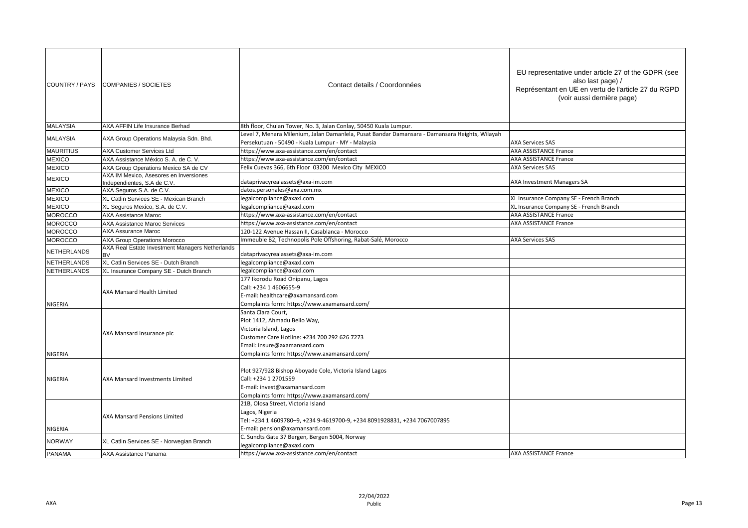| COUNTRY / PAYS | COMPANIES / SOCIETES | Contact details / Coordonnées | EU representative under article 27 of the GDPR (see also last page) / Représentant en UE en vertu de l'article 27 du RGPD (voir aussi dernière page) |
|---|---|---|---|
| MALAYSIA | AXA AFFIN Life Insurance Berhad | 8th floor, Chulan Tower, No. 3, Jalan Conlay, 50450 Kuala Lumpur. | |
| MALAYSIA | AXA Group Operations Malaysia Sdn. Bhd. | Level 7, Menara Milenium, Jalan Damanlela, Pusat Bandar Damansara - Damansara Heights, Wilayah Persekutuan - 50490 - Kuala Lumpur - MY - Malaysia | AXA Services SAS |
| MAURITIUS | AXA Customer Services Ltd | https://www.axa-assistance.com/en/contact | AXA ASSISTANCE France |
| MEXICO | AXA Assistance México S. A. de C. V. | https://www.axa-assistance.com/en/contact | AXA ASSISTANCE France |
| MEXICO | AXA Group Operations Mexico SA de CV | Felix Cuevas 366, 6th Floor 03200 Mexico City MEXICO | AXA Services SAS |
| MEXICO | AXA IM Mexico, Asesores en Inversiones Independientes, S.A de C.V. | dataprivacyrealassets@axa-im.com | AXA Investment Managers SA |
| MEXICO | AXA Seguros S.A. de C.V. | datos.personales@axa.com.mx | |
| MEXICO | XL Catlin Services SE - Mexican Branch | legalcompliance@axaxl.com | XL Insurance Company SE - French Branch |
| MEXICO | XL Seguros Mexico, S.A. de C.V. | legalcompliance@axaxl.com | XL Insurance Company SE - French Branch |
| MOROCCO | AXA Assistance Maroc | https://www.axa-assistance.com/en/contact | AXA ASSISTANCE France |
| MOROCCO | AXA Assistance Maroc Services | https://www.axa-assistance.com/en/contact | AXA ASSISTANCE France |
| MOROCCO | AXA Assurance Maroc | 120-122 Avenue Hassan II, Casablanca - Morocco | |
| MOROCCO | AXA Group Operations Morocco | Immeuble B2, Technopolis Pole Offshoring, Rabat-Salé, Morocco | AXA Services SAS |
| NETHERLANDS | AXA Real Estate Investment Managers Netherlands BV | dataprivacyrealassets@axa-im.com | |
| NETHERLANDS | XL Catlin Services SE - Dutch Branch | legalcompliance@axaxl.com | |
| NETHERLANDS | XL Insurance Company SE - Dutch Branch | legalcompliance@axaxl.com | |
| NIGERIA | AXA Mansard Health Limited | 177 Ikorodu Road Onipanu, Lagos<br>Call: +234 1 4606655-9<br>E-mail: healthcare@axamansard.com<br>Complaints form: https://www.axamansard.com/ | |
| NIGERIA | AXA Mansard Insurance plc | Santa Clara Court,<br>Plot 1412, Ahmadu Bello Way,<br>Victoria Island, Lagos<br>Customer Care Hotline: +234 700 292 626 7273<br>Email: insure@axamansard.com<br>Complaints form: https://www.axamansard.com/ | |
| NIGERIA | AXA Mansard Investments Limited | Plot 927/928 Bishop Aboyade Cole, Victoria Island Lagos<br>Call: +234 1 2701559<br>E-mail: invest@axamansard.com<br>Complaints form: https://www.axamansard.com/ | |
| NIGERIA | AXA Mansard Pensions Limited | 21B, Olosa Street, Victoria Island<br>Lagos, Nigeria<br>Tel: +234 1 4609780–9, +234 9-4619700-9, +234 8091928831, +234 7067007895<br>E-mail: pension@axamansard.com | |
| NORWAY | XL Catlin Services SE - Norwegian Branch | C. Sundts Gate 37 Bergen, Bergen 5004, Norway<br>legalcompliance@axaxl.com | |
| PANAMA | AXA Assistance Panama | https://www.axa-assistance.com/en/contact | AXA ASSISTANCE France |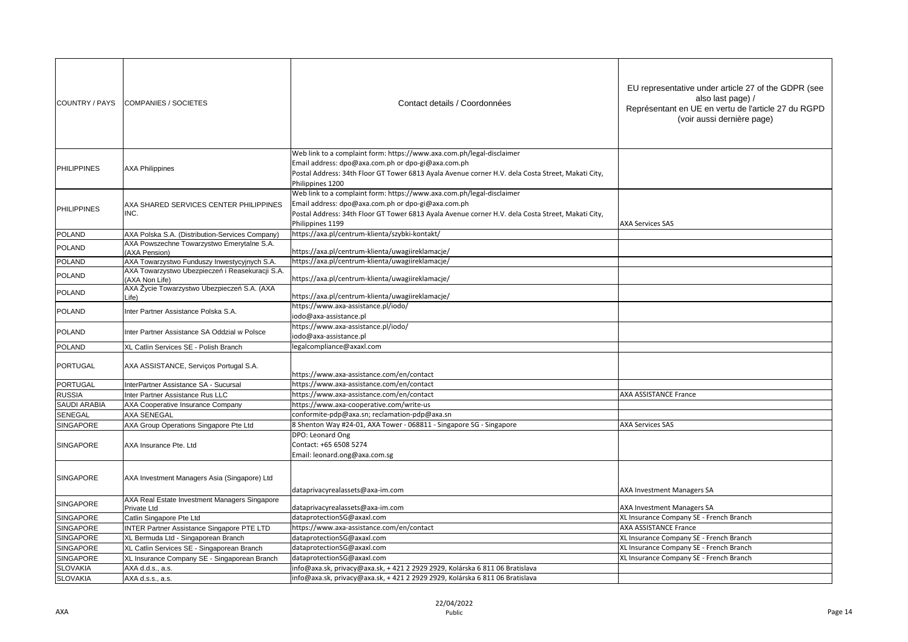| COUNTRY / PAYS | COMPANIES / SOCIETES | Contact details / Coordonnées | EU representative under article 27 of the GDPR (see also last page) / Représentant en UE en vertu de l'article 27 du RGPD (voir aussi dernière page) |
|---|---|---|---|
| PHILIPPINES | AXA Philippines | Web link to a complaint form: https://www.axa.com.ph/legal-disclaimer<br>Email address: dpo@axa.com.ph or dpo-gi@axa.com.ph<br>Postal Address: 34th Floor GT Tower 6813 Ayala Avenue corner H.V. dela Costa Street, Makati City, Philippines 1200 | |
| PHILIPPINES | AXA SHARED SERVICES CENTER PHILIPPINES INC. | Web link to a complaint form: https://www.axa.com.ph/legal-disclaimer<br>Email address: dpo@axa.com.ph or dpo-gi@axa.com.ph<br>Postal Address: 34th Floor GT Tower 6813 Ayala Avenue corner H.V. dela Costa Street, Makati City, Philippines 1199 | AXA Services SAS |
| POLAND | AXA Polska S.A. (Distribution-Services Company) | https://axa.pl/centrum-klienta/szybki-kontakt/ | |
| POLAND | AXA Powszechne Towarzystwo Emerytalne S.A. (AXA Pension) | https://axa.pl/centrum-klienta/uwagiireklamacje/ | |
| POLAND | AXA Towarzystwo Funduszy Inwestycyjnych S.A. | https://axa.pl/centrum-klienta/uwagiireklamacje/ | |
| POLAND | AXA Towarzystwo Ubezpieczeń i Reasekuracji S.A. (AXA Non Life) | https://axa.pl/centrum-klienta/uwagiireklamacje/ | |
| POLAND | AXA Życie Towarzystwo Ubezpieczeń S.A. (AXA Life) | https://axa.pl/centrum-klienta/uwagiireklamacje/ | |
| POLAND | Inter Partner Assistance Polska S.A. | https://www.axa-assistance.pl/iodo/<br>iodo@axa-assistance.pl | |
| POLAND | Inter Partner Assistance SA Oddzial w Polsce | https://www.axa-assistance.pl/iodo/<br>iodo@axa-assistance.pl | |
| POLAND | XL Catlin Services SE - Polish Branch | legalcompliance@axaxl.com | |
| PORTUGAL | AXA ASSISTANCE, Serviços Portugal S.A. | https://www.axa-assistance.com/en/contact | |
| PORTUGAL | InterPartner Assistance SA - Sucursal | https://www.axa-assistance.com/en/contact | |
| RUSSIA | Inter Partner Assistance Rus LLC | https://www.axa-assistance.com/en/contact | AXA ASSISTANCE France |
| SAUDI ARABIA | AXA Cooperative Insurance Company | https://www.axa-cooperative.com/write-us | |
| SENEGAL | AXA SENEGAL | conformite-pdp@axa.sn; reclamation-pdp@axa.sn | |
| SINGAPORE | AXA Group Operations Singapore Pte Ltd | 8 Shenton Way #24-01, AXA Tower - 068811 - Singapore SG - Singapore | AXA Services SAS |
| SINGAPORE | AXA Insurance Pte. Ltd | DPO: Leonard Ong<br>Contact: +65 6508 5274<br>Email: leonard.ong@axa.com.sg | |
| SINGAPORE | AXA Investment Managers Asia (Singapore) Ltd | dataprivacyrealassets@axa-im.com | AXA Investment Managers SA |
| SINGAPORE | AXA Real Estate Investment Managers Singapore Private Ltd | dataprivacyrealassets@axa-im.com | AXA Investment Managers SA |
| SINGAPORE | Catlin Singapore Pte Ltd | dataprotectionSG@axaxl.com | XL Insurance Company SE - French Branch |
| SINGAPORE | INTER Partner Assistance Singapore PTE LTD | https://www.axa-assistance.com/en/contact | AXA ASSISTANCE France |
| SINGAPORE | XL Bermuda Ltd - Singaporean Branch | dataprotectionSG@axaxl.com | XL Insurance Company SE - French Branch |
| SINGAPORE | XL Catlin Services SE - Singaporean Branch | dataprotectionSG@axaxl.com | XL Insurance Company SE - French Branch |
| SINGAPORE | XL Insurance Company SE - Singaporean Branch | dataprotectionSG@axaxl.com | XL Insurance Company SE - French Branch |
| SLOVAKIA | AXA d.d.s., a.s. | info@axa.sk, privacy@axa.sk, + 421 2 2929 2929, Kolárska 6 811 06 Bratislava | |
| SLOVAKIA | AXA d.s.s., a.s. | info@axa.sk, privacy@axa.sk, + 421 2 2929 2929, Kolárska 6 811 06 Bratislava | |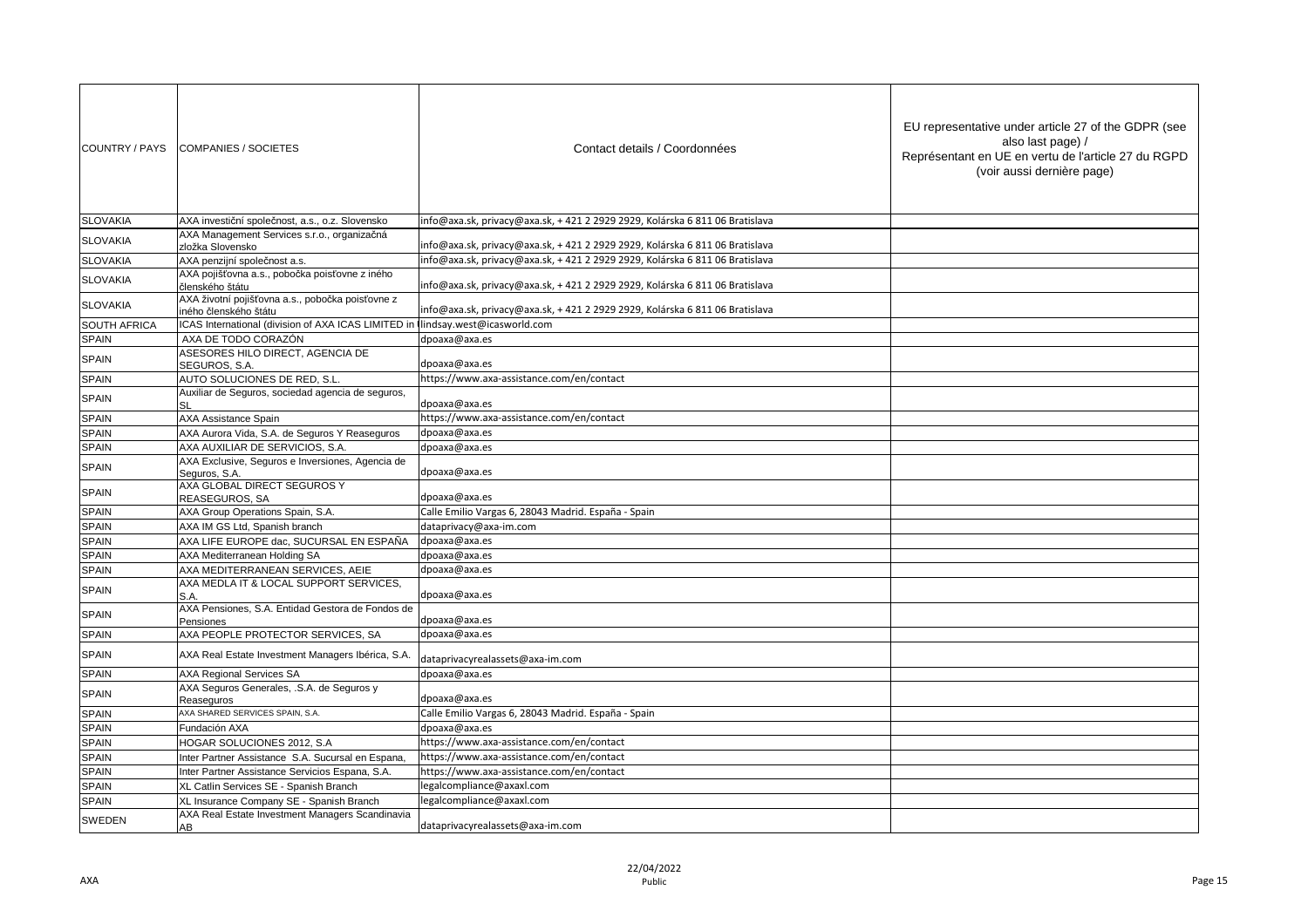| COUNTRY / PAYS | COMPANIES / SOCIETES | Contact details / Coordonnées | EU representative under article 27 of the GDPR (see also last page) / Représentant en UE en vertu de l'article 27 du RGPD (voir aussi dernière page) |
|---|---|---|---|
| SLOVAKIA | AXA investiční společnost, a.s., o.z. Slovensko | info@axa.sk, privacy@axa.sk, + 421 2 2929 2929, Kolárska 6 811 06 Bratislava | |
| SLOVAKIA | AXA Management Services s.r.o., organizačná zložka Slovensko | info@axa.sk, privacy@axa.sk, + 421 2 2929 2929, Kolárska 6 811 06 Bratislava | |
| SLOVAKIA | AXA penzijní společnost a.s. | info@axa.sk, privacy@axa.sk, + 421 2 2929 2929, Kolárska 6 811 06 Bratislava | |
| SLOVAKIA | AXA pojišťovna a.s., pobočka poisťovne z iného členského štátu | info@axa.sk, privacy@axa.sk, + 421 2 2929 2929, Kolárska 6 811 06 Bratislava | |
| SLOVAKIA | AXA životní pojišťovna a.s., pobočka poisťovne z iného členského štátu | info@axa.sk, privacy@axa.sk, + 421 2 2929 2929, Kolárska 6 811 06 Bratislava | |
| SOUTH AFRICA | ICAS International (division of AXA ICAS LIMITED in | lindsay.west@icasworld.com | |
| SPAIN | AXA DE TODO CORAZÓN | dpoaxa@axa.es | |
| SPAIN | ASESORES HILO DIRECT, AGENCIA DE SEGUROS, S.A. | dpoaxa@axa.es | |
| SPAIN | AUTO SOLUCIONES DE RED, S.L. | https://www.axa-assistance.com/en/contact | |
| SPAIN | Auxiliar de Seguros, sociedad agencia de seguros, SL | dpoaxa@axa.es | |
| SPAIN | AXA Assistance Spain | https://www.axa-assistance.com/en/contact | |
| SPAIN | AXA Aurora Vida, S.A. de Seguros Y Reaseguros | dpoaxa@axa.es | |
| SPAIN | AXA AUXILIAR DE SERVICIOS, S.A. | dpoaxa@axa.es | |
| SPAIN | AXA Exclusive, Seguros e Inversiones, Agencia de Seguros, S.A. | dpoaxa@axa.es | |
| SPAIN | AXA GLOBAL DIRECT SEGUROS Y REASEGUROS, SA | dpoaxa@axa.es | |
| SPAIN | AXA Group Operations Spain, S.A. | Calle Emilio Vargas 6, 28043 Madrid. España - Spain | |
| SPAIN | AXA IM GS Ltd, Spanish branch | dataprivacy@axa-im.com | |
| SPAIN | AXA LIFE EUROPE dac, SUCURSAL EN ESPAÑA | dpoaxa@axa.es | |
| SPAIN | AXA Mediterranean Holding SA | dpoaxa@axa.es | |
| SPAIN | AXA MEDITERRANEAN SERVICES, AEIE | dpoaxa@axa.es | |
| SPAIN | AXA MEDLA IT & LOCAL SUPPORT SERVICES, S.A. | dpoaxa@axa.es | |
| SPAIN | AXA Pensiones, S.A. Entidad Gestora de Fondos de Pensiones | dpoaxa@axa.es | |
| SPAIN | AXA PEOPLE PROTECTOR SERVICES, SA | dpoaxa@axa.es | |
| SPAIN | AXA Real Estate Investment Managers Ibérica, S.A. | dataprivacyrealassets@axa-im.com | |
| SPAIN | AXA Regional Services SA | dpoaxa@axa.es | |
| SPAIN | AXA Seguros Generales, .S.A. de Seguros y Reaseguros | dpoaxa@axa.es | |
| SPAIN | AXA SHARED SERVICES SPAIN, S.A. | Calle Emilio Vargas 6, 28043 Madrid. España - Spain | |
| SPAIN | Fundación AXA | dpoaxa@axa.es | |
| SPAIN | HOGAR SOLUCIONES 2012, S.A | https://www.axa-assistance.com/en/contact | |
| SPAIN | Inter Partner Assistance S.A. Sucursal en Espana, | https://www.axa-assistance.com/en/contact | |
| SPAIN | Inter Partner Assistance Servicios Espana, S.A. | https://www.axa-assistance.com/en/contact | |
| SPAIN | XL Catlin Services SE - Spanish Branch | legalcompliance@axaxl.com | |
| SPAIN | XL Insurance Company SE - Spanish Branch | legalcompliance@axaxl.com | |
| SWEDEN | AXA Real Estate Investment Managers Scandinavia AB | dataprivacyrealassets@axa-im.com | |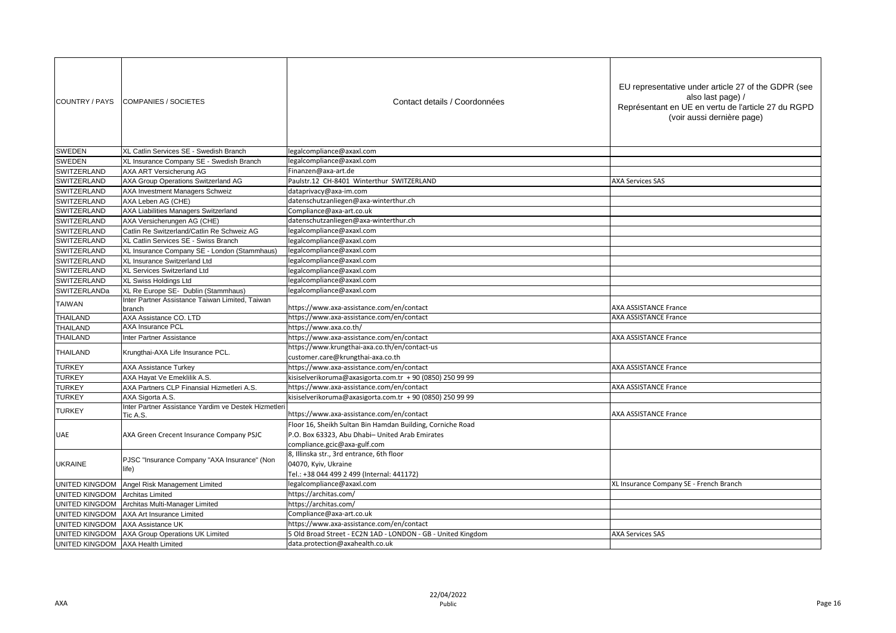| COUNTRY / PAYS | COMPANIES / SOCIETES | Contact details / Coordonnées | EU representative under article 27 of the GDPR (see also last page) / Représentant en UE en vertu de l'article 27 du RGPD (voir aussi dernière page) |
|---|---|---|---|
| SWEDEN | XL Catlin Services SE - Swedish Branch | legalcompliance@axaxl.com | |
| SWEDEN | XL Insurance Company SE - Swedish Branch | legalcompliance@axaxl.com | |
| SWITZERLAND | AXA ART Versicherung AG | Finanzen@axa-art.de | |
| SWITZERLAND | AXA Group Operations Switzerland AG | Paulstr.12 CH-8401 Winterthur SWITZERLAND | AXA Services SAS |
| SWITZERLAND | AXA Investment Managers Schweiz | dataprivacy@axa-im.com | |
| SWITZERLAND | AXA Leben AG (CHE) | datenschutzanliegen@axa-winterthur.ch | |
| SWITZERLAND | AXA Liabilities Managers Switzerland | Compliance@axa-art.co.uk | |
| SWITZERLAND | AXA Versicherungen AG (CHE) | datenschutzanliegen@axa-winterthur.ch | |
| SWITZERLAND | Catlin Re Switzerland/Catlin Re Schweiz AG | legalcompliance@axaxl.com | |
| SWITZERLAND | XL Catlin Services SE - Swiss Branch | legalcompliance@axaxl.com | |
| SWITZERLAND | XL Insurance Company SE - London (Stammhaus) | legalcompliance@axaxl.com | |
| SWITZERLAND | XL Insurance Switzerland Ltd | legalcompliance@axaxl.com | |
| SWITZERLAND | XL Services Switzerland Ltd | legalcompliance@axaxl.com | |
| SWITZERLAND | XL Swiss Holdings Ltd | legalcompliance@axaxl.com | |
| SWITZERLANDa | XL Re Europe SE- Dublin (Stammhaus) | legalcompliance@axaxl.com | |
| TAIWAN | Inter Partner Assistance Taiwan Limited, Taiwan branch | https://www.axa-assistance.com/en/contact | AXA ASSISTANCE France |
| THAILAND | AXA Assistance CO. LTD | https://www.axa-assistance.com/en/contact | AXA ASSISTANCE France |
| THAILAND | AXA Insurance PCL | https://www.axa.co.th/ | |
| THAILAND | Inter Partner Assistance | https://www.axa-assistance.com/en/contact | AXA ASSISTANCE France |
| THAILAND | Krungthai-AXA Life Insurance PCL. | https://www.krungthai-axa.co.th/en/contact-us<br>customer.care@krungthai-axa.co.th | |
| TURKEY | AXA Assistance Turkey | https://www.axa-assistance.com/en/contact | AXA ASSISTANCE France |
| TURKEY | AXA Hayat Ve Emeklilik A.S. | kisiselverikoruma@axasigorta.com.tr + 90 (0850) 250 99 99 | |
| TURKEY | AXA Partners CLP Finansial Hizmetleri A.S. | https://www.axa-assistance.com/en/contact | AXA ASSISTANCE France |
| TURKEY | AXA Sigorta A.S. | kisiselverikoruma@axasigorta.com.tr + 90 (0850) 250 99 99 | |
| TURKEY | Inter Partner Assistance Yardim ve Destek Hizmetleri Tic A.S. | https://www.axa-assistance.com/en/contact | AXA ASSISTANCE France |
| UAE | AXA Green Crecent Insurance Company PSJC | Floor 16, Sheikh Sultan Bin Hamdan Building, Corniche Road<br>P.O. Box 63323, Abu Dhabi– United Arab Emirates<br>compliance.gcic@axa-gulf.com | |
| UKRAINE | PJSC "Insurance Company "AXA Insurance" (Non life) | 8, Illinska str., 3rd entrance, 6th floor<br>04070, Kyiv, Ukraine<br>Tel.: +38 044 499 2 499 (Internal: 441172) | |
| UNITED KINGDOM | Angel Risk Management Limited | legalcompliance@axaxl.com | XL Insurance Company SE - French Branch |
| UNITED KINGDOM | Architas Limited | https://architas.com/ | |
| UNITED KINGDOM | Architas Multi-Manager Limited | https://architas.com/ | |
| UNITED KINGDOM | AXA Art Insurance Limited | Compliance@axa-art.co.uk | |
| UNITED KINGDOM | AXA Assistance UK | https://www.axa-assistance.com/en/contact | |
| UNITED KINGDOM | AXA Group Operations UK Limited | 5 Old Broad Street - EC2N 1AD - LONDON - GB - United Kingdom | AXA Services SAS |
| UNITED KINGDOM | AXA Health Limited | data.protection@axahealth.co.uk | |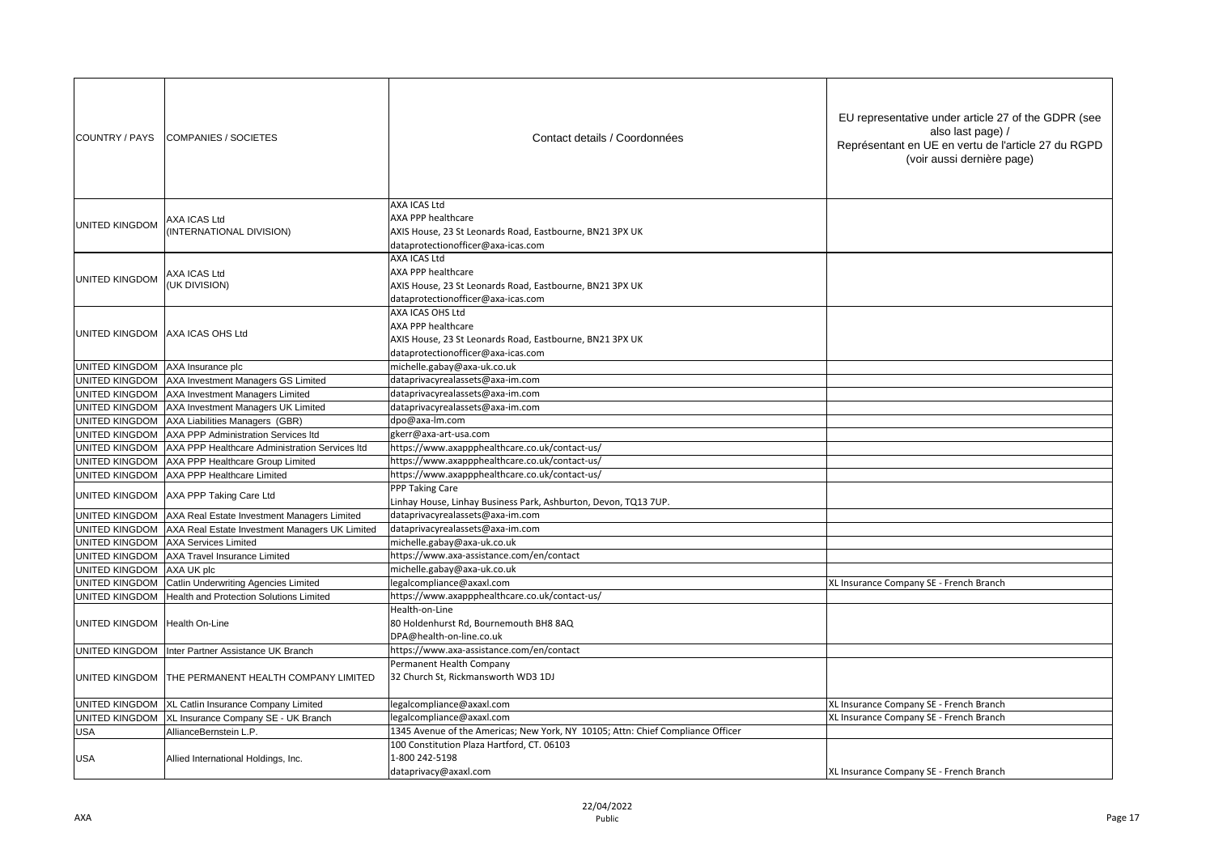| COUNTRY / PAYS | COMPANIES / SOCIETES | Contact details / Coordonnées | EU representative under article 27 of the GDPR (see also last page) / Représentant en UE en vertu de l'article 27 du RGPD (voir aussi dernière page) |
|---|---|---|---|
| UNITED KINGDOM | AXA ICAS Ltd (INTERNATIONAL DIVISION) | AXA ICAS Ltd<br>AXA PPP healthcare<br>AXIS House, 23 St Leonards Road, Eastbourne, BN21 3PX UK<br>dataprotectionofficer@axa-icas.com | |
| UNITED KINGDOM | AXA ICAS Ltd (UK DIVISION) | AXA ICAS Ltd<br>AXA PPP healthcare<br>AXIS House, 23 St Leonards Road, Eastbourne, BN21 3PX UK<br>dataprotectionofficer@axa-icas.com | |
| UNITED KINGDOM | AXA ICAS OHS Ltd | AXA ICAS OHS Ltd<br>AXA PPP healthcare<br>AXIS House, 23 St Leonards Road, Eastbourne, BN21 3PX UK<br>dataprotectionofficer@axa-icas.com | |
| UNITED KINGDOM | AXA Insurance plc | michelle.gabay@axa-uk.co.uk | |
| UNITED KINGDOM | AXA Investment Managers GS Limited | dataprivacyrealassets@axa-im.com | |
| UNITED KINGDOM | AXA Investment Managers Limited | dataprivacyrealassets@axa-im.com | |
| UNITED KINGDOM | AXA Investment Managers UK Limited | dataprivacyrealassets@axa-im.com | |
| UNITED KINGDOM | AXA Liabilities Managers (GBR) | dpo@axa-lm.com | |
| UNITED KINGDOM | AXA PPP Administration Services ltd | gkerr@axa-art-usa.com | |
| UNITED KINGDOM | AXA PPP Healthcare Administration Services ltd | https://www.axappphealthcare.co.uk/contact-us/ | |
| UNITED KINGDOM | AXA PPP Healthcare Group Limited | https://www.axappphealthcare.co.uk/contact-us/ | |
| UNITED KINGDOM | AXA PPP Healthcare Limited | https://www.axappphealthcare.co.uk/contact-us/ | |
| UNITED KINGDOM | AXA PPP Taking Care Ltd | PPP Taking Care<br>Linhay House, Linhay Business Park, Ashburton, Devon, TQ13 7UP. | |
| UNITED KINGDOM | AXA Real Estate Investment Managers Limited | dataprivacyrealassets@axa-im.com | |
| UNITED KINGDOM | AXA Real Estate Investment Managers UK Limited | dataprivacyrealassets@axa-im.com | |
| UNITED KINGDOM | AXA Services Limited | michelle.gabay@axa-uk.co.uk | |
| UNITED KINGDOM | AXA Travel Insurance Limited | https://www.axa-assistance.com/en/contact | |
| UNITED KINGDOM | AXA UK plc | michelle.gabay@axa-uk.co.uk | |
| UNITED KINGDOM | Catlin Underwriting Agencies Limited | legalcompliance@axaxl.com | XL Insurance Company SE - French Branch |
| UNITED KINGDOM | Health and Protection Solutions Limited | https://www.axappphealthcare.co.uk/contact-us/ | |
| UNITED KINGDOM | Health On-Line | Health-on-Line<br>80 Holdenhurst Rd, Bournemouth BH8 8AQ<br>DPA@health-on-line.co.uk | |
| UNITED KINGDOM | Inter Partner Assistance UK Branch | https://www.axa-assistance.com/en/contact | |
| UNITED KINGDOM | THE PERMANENT HEALTH COMPANY LIMITED | Permanent Health Company<br>32 Church St, Rickmansworth WD3 1DJ | |
| UNITED KINGDOM | XL Catlin Insurance Company Limited | legalcompliance@axaxl.com | XL Insurance Company SE - French Branch |
| UNITED KINGDOM | XL Insurance Company SE - UK Branch | legalcompliance@axaxl.com | XL Insurance Company SE - French Branch |
| USA | AllianceBernstein L.P. | 1345 Avenue of the Americas; New York, NY 10105; Attn: Chief Compliance Officer | |
| USA | Allied International Holdings, Inc. | 100 Constitution Plaza Hartford, CT. 06103<br>1-800 242-5198<br>dataprivacy@axaxl.com | XL Insurance Company SE - French Branch |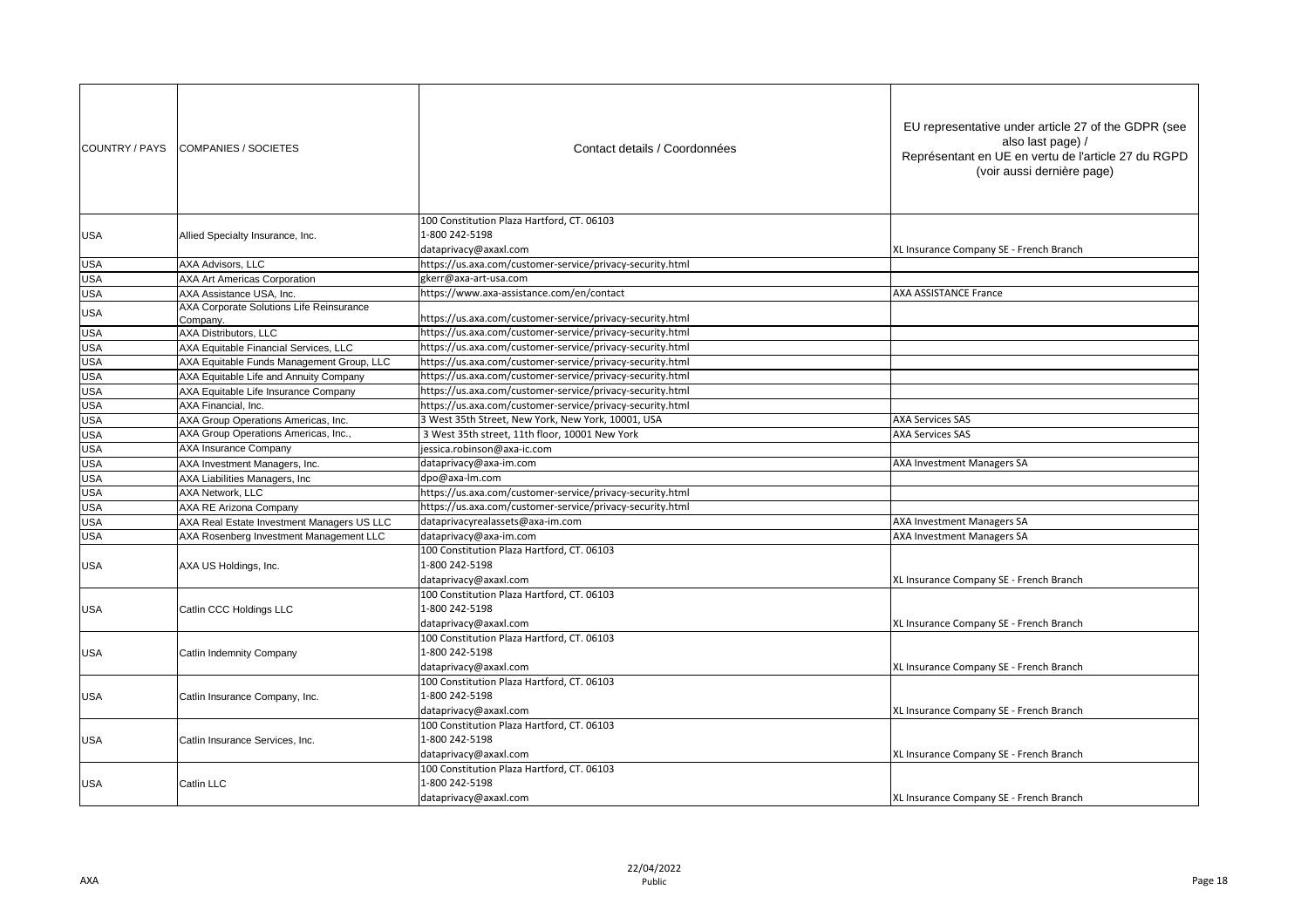| COUNTRY / PAYS | COMPANIES / SOCIETES | Contact details / Coordonnées | EU representative under article 27 of the GDPR (see also last page) / Représentant en UE en vertu de l'article 27 du RGPD (voir aussi dernière page) |
|---|---|---|---|
| USA | Allied Specialty Insurance, Inc. | 100 Constitution Plaza Hartford, CT. 06103<br>1-800 242-5198<br>dataprivacy@axaxl.com | XL Insurance Company SE - French Branch |
| USA | AXA Advisors, LLC | https://us.axa.com/customer-service/privacy-security.html | |
| USA | AXA Art Americas Corporation | gkerr@axa-art-usa.com | |
| USA | AXA Assistance USA, Inc. | https://www.axa-assistance.com/en/contact | AXA ASSISTANCE France |
| USA | AXA Corporate Solutions Life Reinsurance Company. | https://us.axa.com/customer-service/privacy-security.html | |
| USA | AXA Distributors, LLC | https://us.axa.com/customer-service/privacy-security.html | |
| USA | AXA Equitable Financial Services, LLC | https://us.axa.com/customer-service/privacy-security.html | |
| USA | AXA Equitable Funds Management Group, LLC | https://us.axa.com/customer-service/privacy-security.html | |
| USA | AXA Equitable Life and Annuity Company | https://us.axa.com/customer-service/privacy-security.html | |
| USA | AXA Equitable Life Insurance Company | https://us.axa.com/customer-service/privacy-security.html | |
| USA | AXA Financial, Inc. | https://us.axa.com/customer-service/privacy-security.html | |
| USA | AXA Group Operations Americas, Inc. | 3 West 35th Street, New York, New York, 10001, USA | AXA Services SAS |
| USA | AXA Group Operations Americas, Inc., | 3 West 35th street, 11th floor, 10001 New York | AXA Services SAS |
| USA | AXA Insurance Company | jessica.robinson@axa-ic.com | |
| USA | AXA Investment Managers, Inc. | dataprivacy@axa-im.com | AXA Investment Managers SA |
| USA | AXA Liabilities Managers, Inc | dpo@axa-lm.com | |
| USA | AXA Network, LLC | https://us.axa.com/customer-service/privacy-security.html | |
| USA | AXA RE Arizona Company | https://us.axa.com/customer-service/privacy-security.html | |
| USA | AXA Real Estate Investment Managers US LLC | dataprivacyrealassets@axa-im.com | AXA Investment Managers SA |
| USA | AXA Rosenberg Investment Management LLC | dataprivacy@axa-im.com | AXA Investment Managers SA |
| USA | AXA US Holdings, Inc. | 100 Constitution Plaza Hartford, CT. 06103<br>1-800 242-5198<br>dataprivacy@axaxl.com | XL Insurance Company SE - French Branch |
| USA | Catlin CCC Holdings LLC | 100 Constitution Plaza Hartford, CT. 06103<br>1-800 242-5198<br>dataprivacy@axaxl.com | XL Insurance Company SE - French Branch |
| USA | Catlin Indemnity Company | 100 Constitution Plaza Hartford, CT. 06103<br>1-800 242-5198<br>dataprivacy@axaxl.com | XL Insurance Company SE - French Branch |
| USA | Catlin Insurance Company, Inc. | 100 Constitution Plaza Hartford, CT. 06103<br>1-800 242-5198<br>dataprivacy@axaxl.com | XL Insurance Company SE - French Branch |
| USA | Catlin Insurance Services, Inc. | 100 Constitution Plaza Hartford, CT. 06103<br>1-800 242-5198<br>dataprivacy@axaxl.com | XL Insurance Company SE - French Branch |
| USA | Catlin LLC | 100 Constitution Plaza Hartford, CT. 06103<br>1-800 242-5198<br>dataprivacy@axaxl.com | XL Insurance Company SE - French Branch |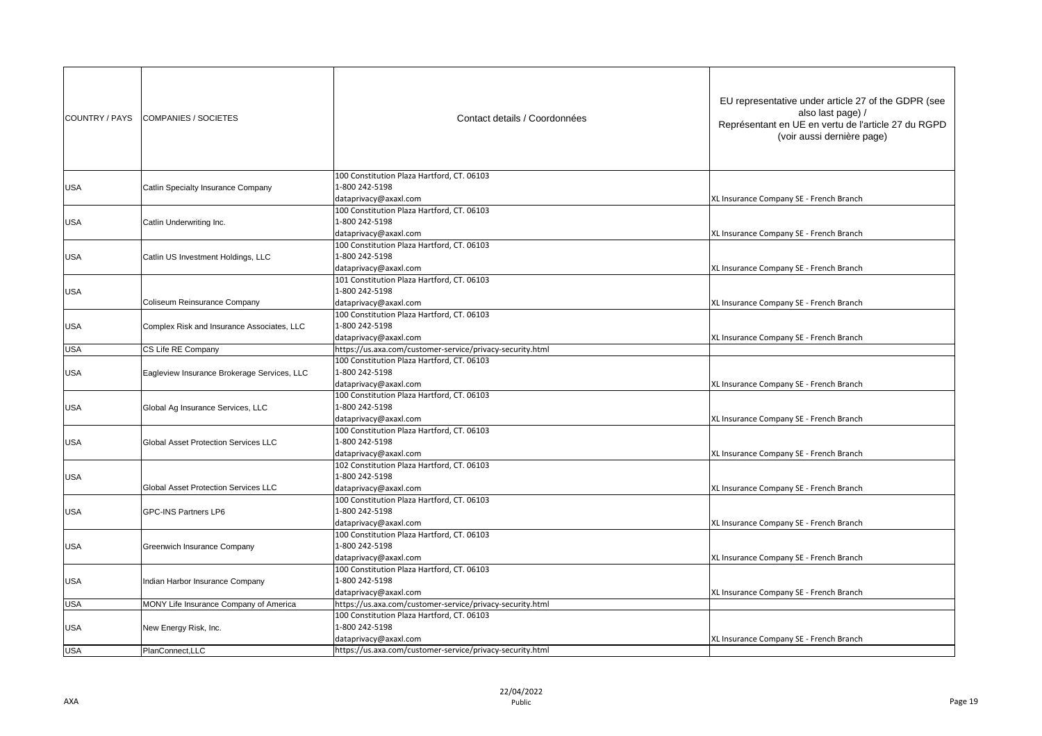| COUNTRY / PAYS | COMPANIES / SOCIETES | Contact details / Coordonnées | EU representative under article 27 of the GDPR (see also last page) / Représentant en UE en vertu de l'article 27 du RGPD (voir aussi dernière page) |
|---|---|---|---|
| USA | Catlin Specialty Insurance Company | 100 Constitution Plaza Hartford, CT. 06103<br>1-800 242-5198<br>dataprivacy@axaxl.com | XL Insurance Company SE - French Branch |
| USA | Catlin Underwriting Inc. | 100 Constitution Plaza Hartford, CT. 06103<br>1-800 242-5198<br>dataprivacy@axaxl.com | XL Insurance Company SE - French Branch |
| USA | Catlin US Investment Holdings, LLC | 100 Constitution Plaza Hartford, CT. 06103<br>1-800 242-5198<br>dataprivacy@axaxl.com | XL Insurance Company SE - French Branch |
| USA | Coliseum Reinsurance Company | 101 Constitution Plaza Hartford, CT. 06103<br>1-800 242-5198<br>dataprivacy@axaxl.com | XL Insurance Company SE - French Branch |
| USA | Complex Risk and Insurance Associates, LLC | 100 Constitution Plaza Hartford, CT. 06103<br>1-800 242-5198<br>dataprivacy@axaxl.com | XL Insurance Company SE - French Branch |
| USA | CS Life RE Company | https://us.axa.com/customer-service/privacy-security.html | |
| USA | Eagleview Insurance Brokerage Services, LLC | 100 Constitution Plaza Hartford, CT. 06103<br>1-800 242-5198<br>dataprivacy@axaxl.com | XL Insurance Company SE - French Branch |
| USA | Global Ag Insurance Services, LLC | 100 Constitution Plaza Hartford, CT. 06103<br>1-800 242-5198<br>dataprivacy@axaxl.com | XL Insurance Company SE - French Branch |
| USA | Global Asset Protection Services LLC | 100 Constitution Plaza Hartford, CT. 06103<br>1-800 242-5198<br>dataprivacy@axaxl.com | XL Insurance Company SE - French Branch |
| USA | Global Asset Protection Services LLC | 102 Constitution Plaza Hartford, CT. 06103<br>1-800 242-5198<br>dataprivacy@axaxl.com | XL Insurance Company SE - French Branch |
| USA | GPC-INS Partners LP6 | 100 Constitution Plaza Hartford, CT. 06103<br>1-800 242-5198<br>dataprivacy@axaxl.com | XL Insurance Company SE - French Branch |
| USA | Greenwich Insurance Company | 100 Constitution Plaza Hartford, CT. 06103<br>1-800 242-5198<br>dataprivacy@axaxl.com | XL Insurance Company SE - French Branch |
| USA | Indian Harbor Insurance Company | 100 Constitution Plaza Hartford, CT. 06103<br>1-800 242-5198<br>dataprivacy@axaxl.com | XL Insurance Company SE - French Branch |
| USA | MONY Life Insurance Company of America | https://us.axa.com/customer-service/privacy-security.html | |
| USA | New Energy Risk, Inc. | 100 Constitution Plaza Hartford, CT. 06103<br>1-800 242-5198<br>dataprivacy@axaxl.com | XL Insurance Company SE - French Branch |
| USA | PlanConnect,LLC | https://us.axa.com/customer-service/privacy-security.html | |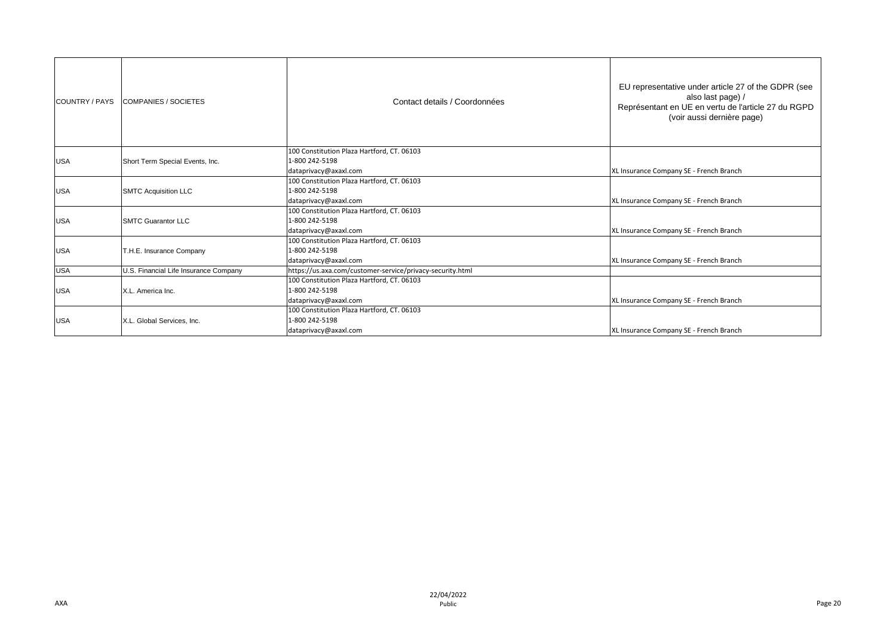| COUNTRY / PAYS | COMPANIES / SOCIETES | Contact details / Coordonnées | EU representative under article 27 of the GDPR (see also last page) / Représentant en UE en vertu de l'article 27 du RGPD (voir aussi dernière page) |
|---|---|---|---|
| USA | Short Term Special Events, Inc. | 100 Constitution Plaza Hartford, CT. 06103<br>1-800 242-5198<br>dataprivacy@axaxl.com | XL Insurance Company SE - French Branch |
| USA | SMTC Acquisition LLC | 100 Constitution Plaza Hartford, CT. 06103<br>1-800 242-5198<br>dataprivacy@axaxl.com | XL Insurance Company SE - French Branch |
| USA | SMTC Guarantor LLC | 100 Constitution Plaza Hartford, CT. 06103<br>1-800 242-5198<br>dataprivacy@axaxl.com | XL Insurance Company SE - French Branch |
| USA | T.H.E. Insurance Company | 100 Constitution Plaza Hartford, CT. 06103<br>1-800 242-5198<br>dataprivacy@axaxl.com | XL Insurance Company SE - French Branch |
| USA | U.S. Financial Life Insurance Company | https://us.axa.com/customer-service/privacy-security.html | |
| USA | X.L. America Inc. | 100 Constitution Plaza Hartford, CT. 06103<br>1-800 242-5198<br>dataprivacy@axaxl.com | XL Insurance Company SE - French Branch |
| USA | X.L. Global Services, Inc. | 100 Constitution Plaza Hartford, CT. 06103<br>1-800 242-5198<br>dataprivacy@axaxl.com | XL Insurance Company SE - French Branch |